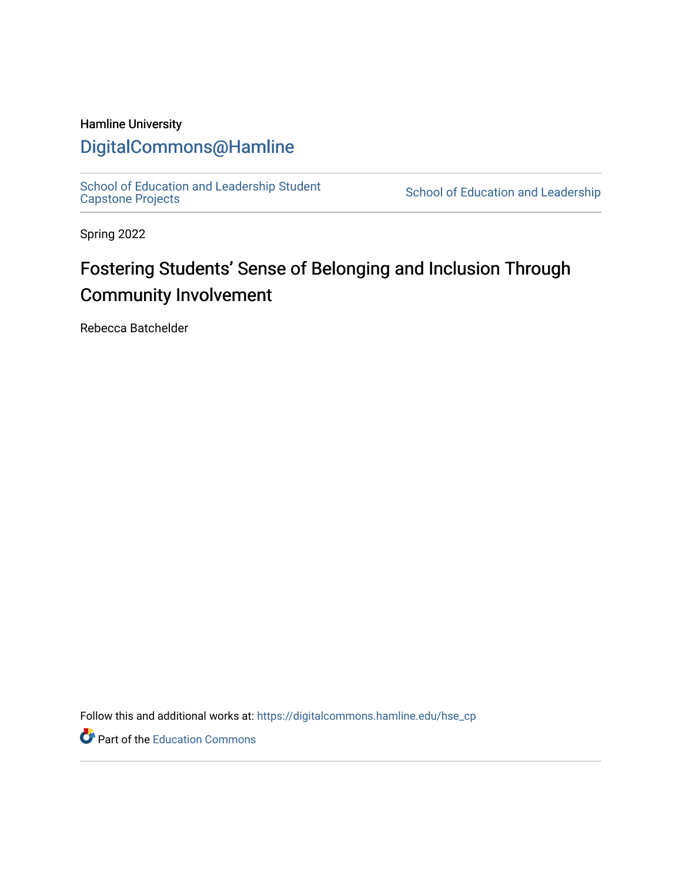Hamline University

# DigitalCommons@Hamline

School of Education and Leadership Student Capstone Projects

School of Education and Leadership

Spring 2022

# Fostering Students' Sense of Belonging and Inclusion Through Community Involvement

Rebecca Batchelder

Follow this and additional works at: https://digitalcommons.hamline.edu/hse_cp

Part of the Education Commons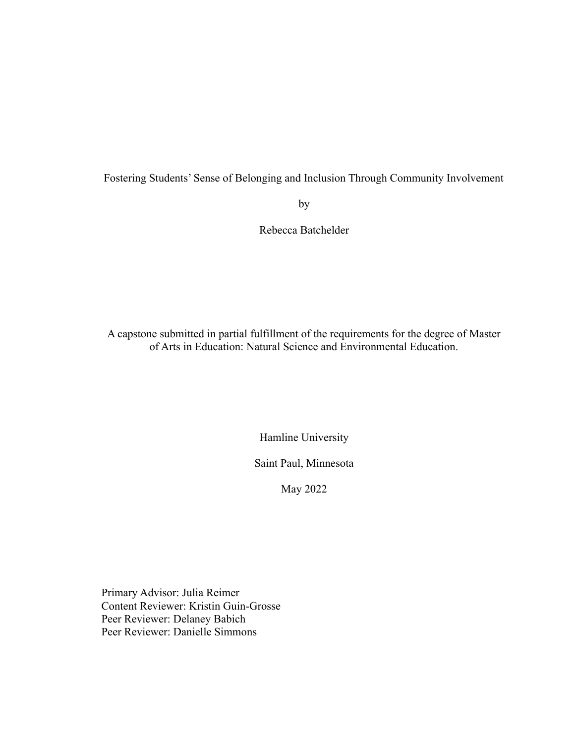Fostering Students' Sense of Belonging and Inclusion Through Community Involvement

by

Rebecca Batchelder

A capstone submitted in partial fulfillment of the requirements for the degree of Master of Arts in Education: Natural Science and Environmental Education.

Hamline University

Saint Paul, Minnesota

May 2022

Primary Advisor: Julia Reimer
Content Reviewer: Kristin Guin-Grosse
Peer Reviewer: Delaney Babich
Peer Reviewer: Danielle Simmons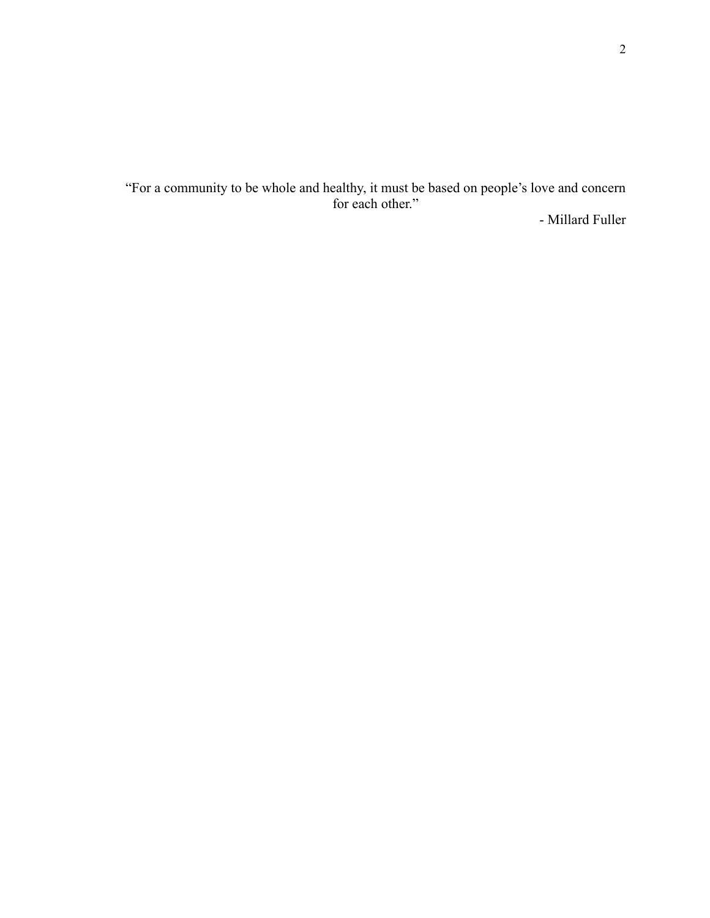"For a community to be whole and healthy, it must be based on people's love and concern for each other."

- Millard Fuller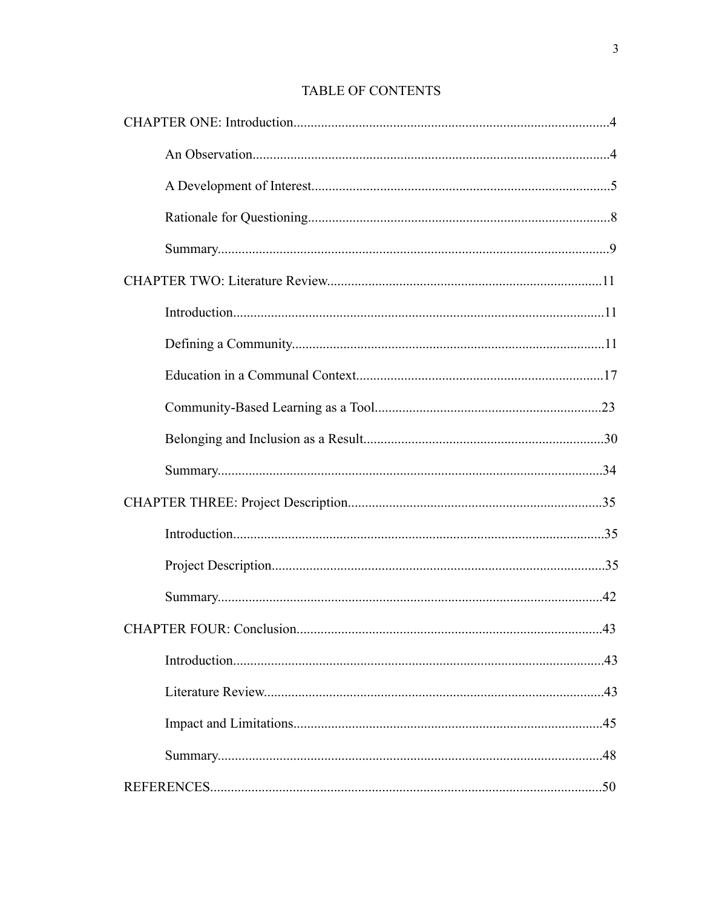# TABLE OF CONTENTS

CHAPTER ONE: Introduction....................4

- An Observation....................4
- A Development of Interest....................5
- Rationale for Questioning....................8
- Summary....................9

CHAPTER TWO: Literature Review....................11

- Introduction....................11
- Defining a Community....................11
- Education in a Communal Context....................17
- Community-Based Learning as a Tool....................23
- Belonging and Inclusion as a Result....................30
- Summary....................34

CHAPTER THREE: Project Description....................35

- Introduction....................35
- Project Description....................35
- Summary....................42

CHAPTER FOUR: Conclusion....................43

- Introduction....................43
- Literature Review....................43
- Impact and Limitations....................45
- Summary....................48

REFERENCES....................50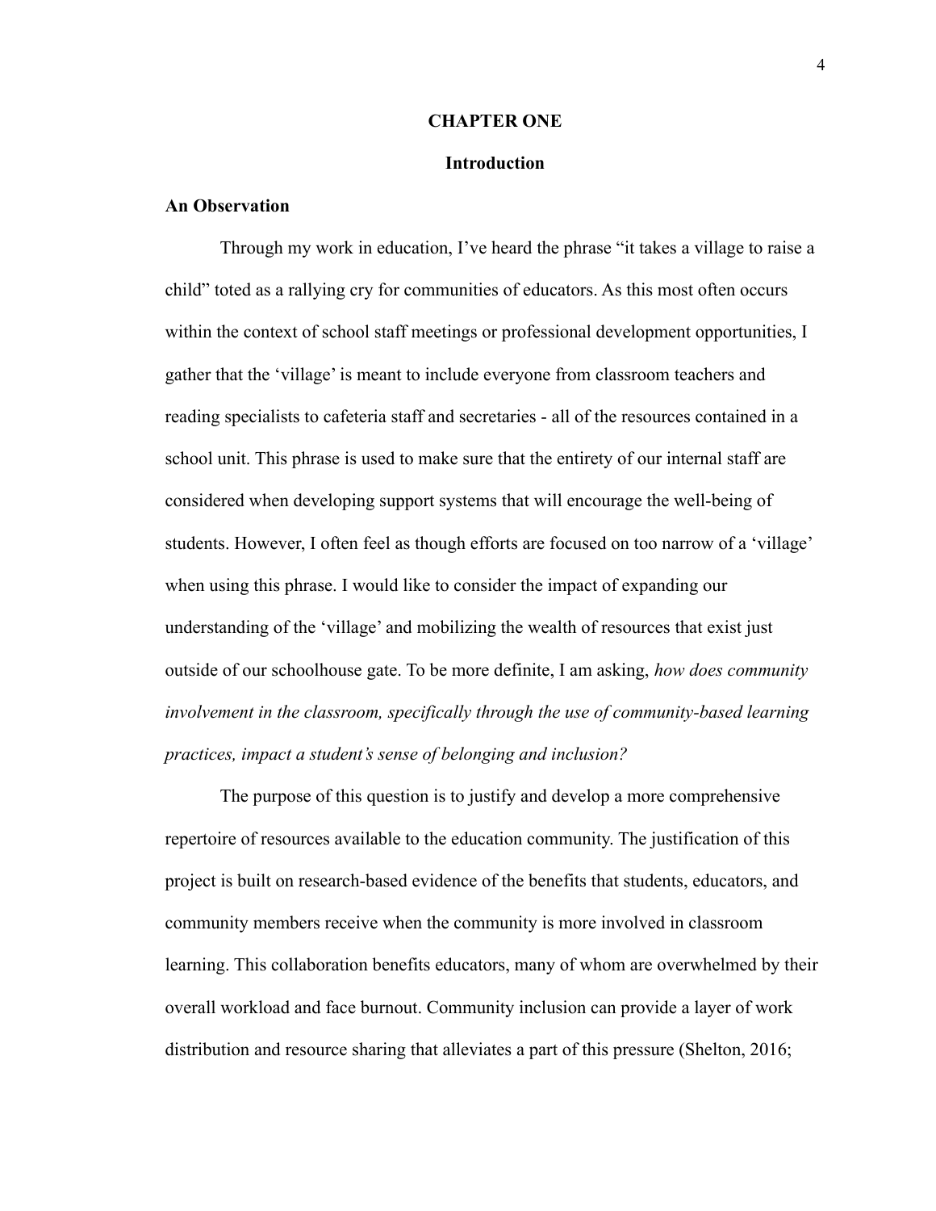# CHAPTER ONE

## Introduction

### An Observation

Through my work in education, I've heard the phrase "it takes a village to raise a child" toted as a rallying cry for communities of educators. As this most often occurs within the context of school staff meetings or professional development opportunities, I gather that the 'village' is meant to include everyone from classroom teachers and reading specialists to cafeteria staff and secretaries - all of the resources contained in a school unit. This phrase is used to make sure that the entirety of our internal staff are considered when developing support systems that will encourage the well-being of students. However, I often feel as though efforts are focused on too narrow of a 'village' when using this phrase. I would like to consider the impact of expanding our understanding of the 'village' and mobilizing the wealth of resources that exist just outside of our schoolhouse gate. To be more definite, I am asking, *how does community involvement in the classroom, specifically through the use of community-based learning practices, impact a student's sense of belonging and inclusion?*

The purpose of this question is to justify and develop a more comprehensive repertoire of resources available to the education community. The justification of this project is built on research-based evidence of the benefits that students, educators, and community members receive when the community is more involved in classroom learning. This collaboration benefits educators, many of whom are overwhelmed by their overall workload and face burnout. Community inclusion can provide a layer of work distribution and resource sharing that alleviates a part of this pressure (Shelton, 2016;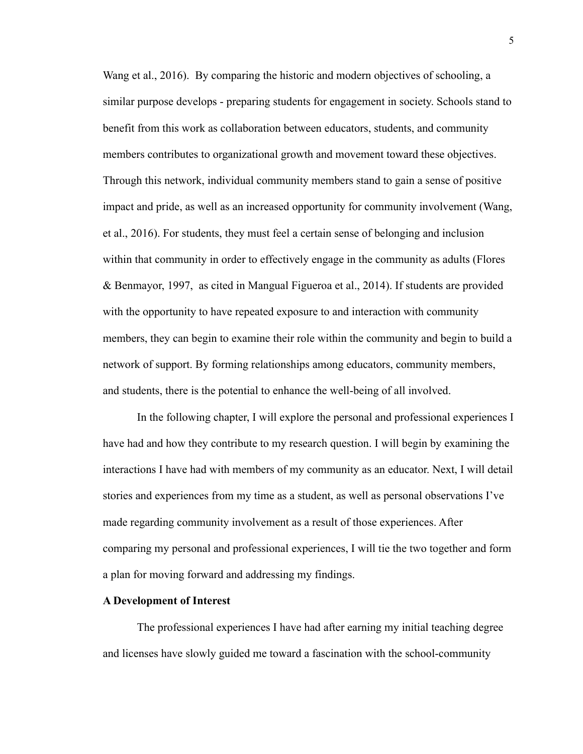Wang et al., 2016). By comparing the historic and modern objectives of schooling, a similar purpose develops - preparing students for engagement in society. Schools stand to benefit from this work as collaboration between educators, students, and community members contributes to organizational growth and movement toward these objectives. Through this network, individual community members stand to gain a sense of positive impact and pride, as well as an increased opportunity for community involvement (Wang, et al., 2016). For students, they must feel a certain sense of belonging and inclusion within that community in order to effectively engage in the community as adults (Flores & Benmayor, 1997, as cited in Mangual Figueroa et al., 2014). If students are provided with the opportunity to have repeated exposure to and interaction with community members, they can begin to examine their role within the community and begin to build a network of support. By forming relationships among educators, community members, and students, there is the potential to enhance the well-being of all involved.

In the following chapter, I will explore the personal and professional experiences I have had and how they contribute to my research question. I will begin by examining the interactions I have had with members of my community as an educator. Next, I will detail stories and experiences from my time as a student, as well as personal observations I've made regarding community involvement as a result of those experiences. After comparing my personal and professional experiences, I will tie the two together and form a plan for moving forward and addressing my findings.

**A Development of Interest**

The professional experiences I have had after earning my initial teaching degree and licenses have slowly guided me toward a fascination with the school-community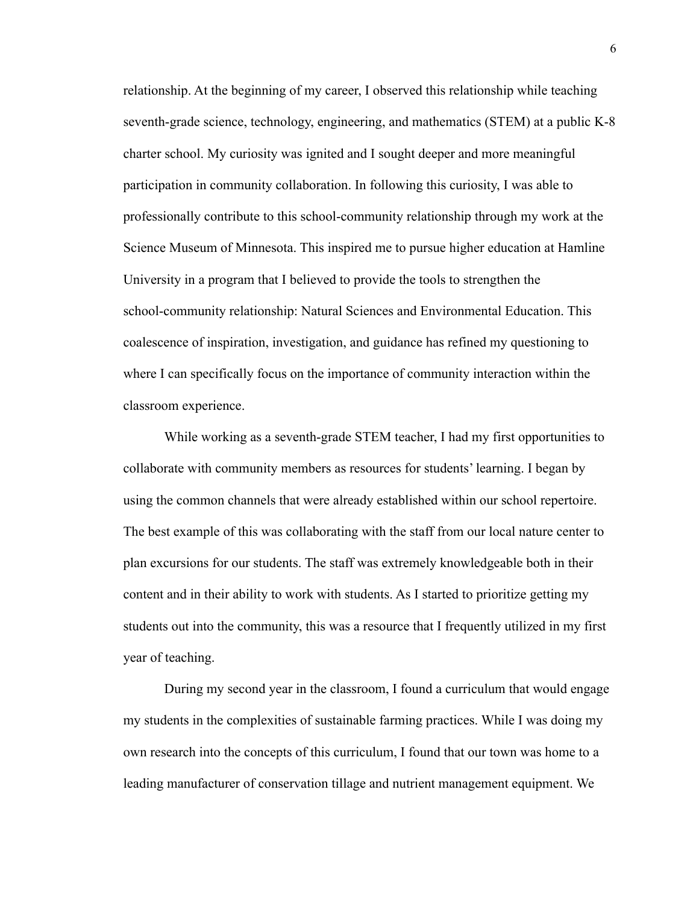relationship. At the beginning of my career, I observed this relationship while teaching seventh-grade science, technology, engineering, and mathematics (STEM) at a public K-8 charter school. My curiosity was ignited and I sought deeper and more meaningful participation in community collaboration. In following this curiosity, I was able to professionally contribute to this school-community relationship through my work at the Science Museum of Minnesota. This inspired me to pursue higher education at Hamline University in a program that I believed to provide the tools to strengthen the school-community relationship: Natural Sciences and Environmental Education. This coalescence of inspiration, investigation, and guidance has refined my questioning to where I can specifically focus on the importance of community interaction within the classroom experience.

While working as a seventh-grade STEM teacher, I had my first opportunities to collaborate with community members as resources for students' learning. I began by using the common channels that were already established within our school repertoire. The best example of this was collaborating with the staff from our local nature center to plan excursions for our students. The staff was extremely knowledgeable both in their content and in their ability to work with students. As I started to prioritize getting my students out into the community, this was a resource that I frequently utilized in my first year of teaching.

During my second year in the classroom, I found a curriculum that would engage my students in the complexities of sustainable farming practices. While I was doing my own research into the concepts of this curriculum, I found that our town was home to a leading manufacturer of conservation tillage and nutrient management equipment. We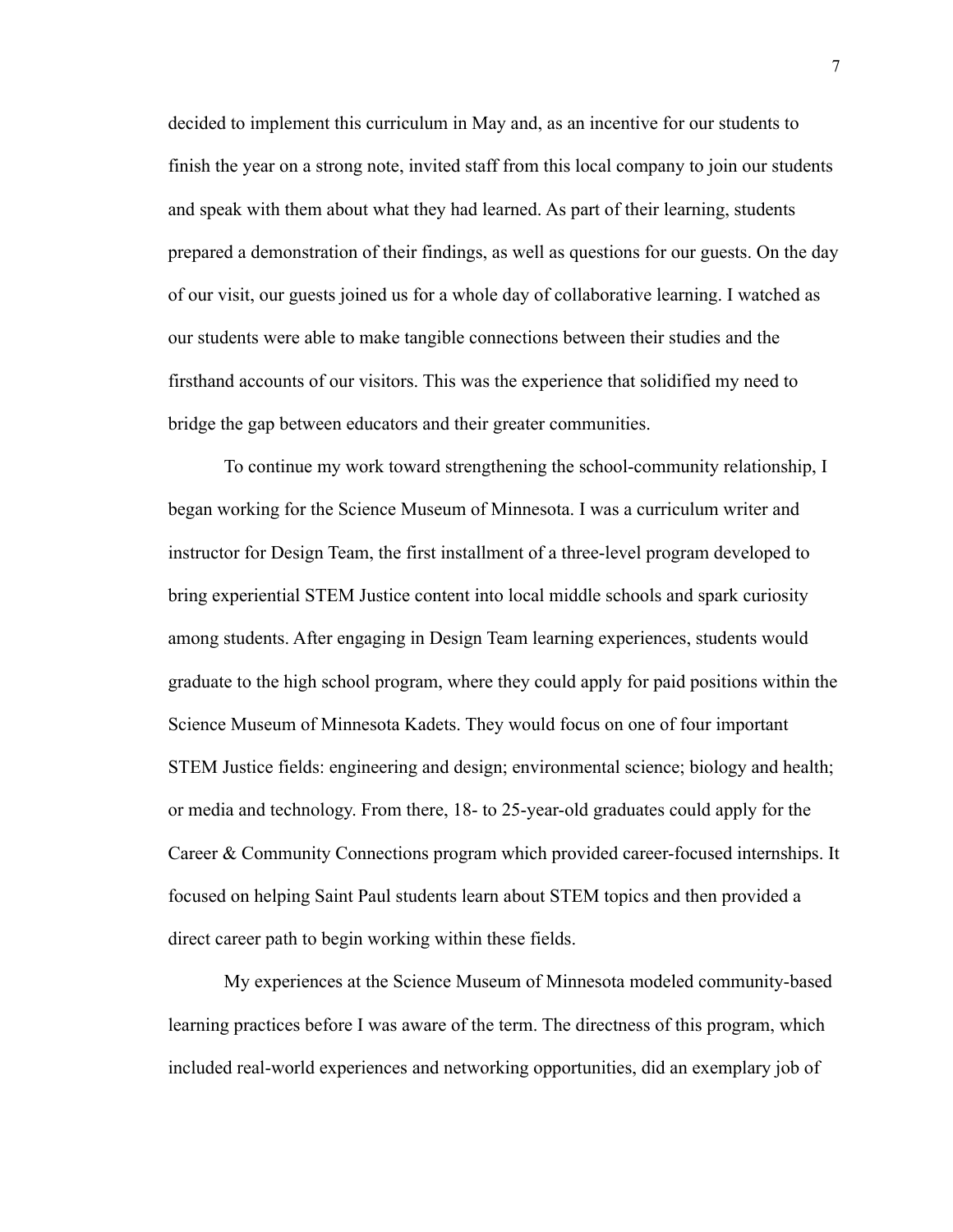decided to implement this curriculum in May and, as an incentive for our students to finish the year on a strong note, invited staff from this local company to join our students and speak with them about what they had learned. As part of their learning, students prepared a demonstration of their findings, as well as questions for our guests. On the day of our visit, our guests joined us for a whole day of collaborative learning. I watched as our students were able to make tangible connections between their studies and the firsthand accounts of our visitors. This was the experience that solidified my need to bridge the gap between educators and their greater communities.

To continue my work toward strengthening the school-community relationship, I began working for the Science Museum of Minnesota. I was a curriculum writer and instructor for Design Team, the first installment of a three-level program developed to bring experiential STEM Justice content into local middle schools and spark curiosity among students. After engaging in Design Team learning experiences, students would graduate to the high school program, where they could apply for paid positions within the Science Museum of Minnesota Kadets. They would focus on one of four important STEM Justice fields: engineering and design; environmental science; biology and health; or media and technology. From there, 18- to 25-year-old graduates could apply for the Career & Community Connections program which provided career-focused internships. It focused on helping Saint Paul students learn about STEM topics and then provided a direct career path to begin working within these fields.

My experiences at the Science Museum of Minnesota modeled community-based learning practices before I was aware of the term. The directness of this program, which included real-world experiences and networking opportunities, did an exemplary job of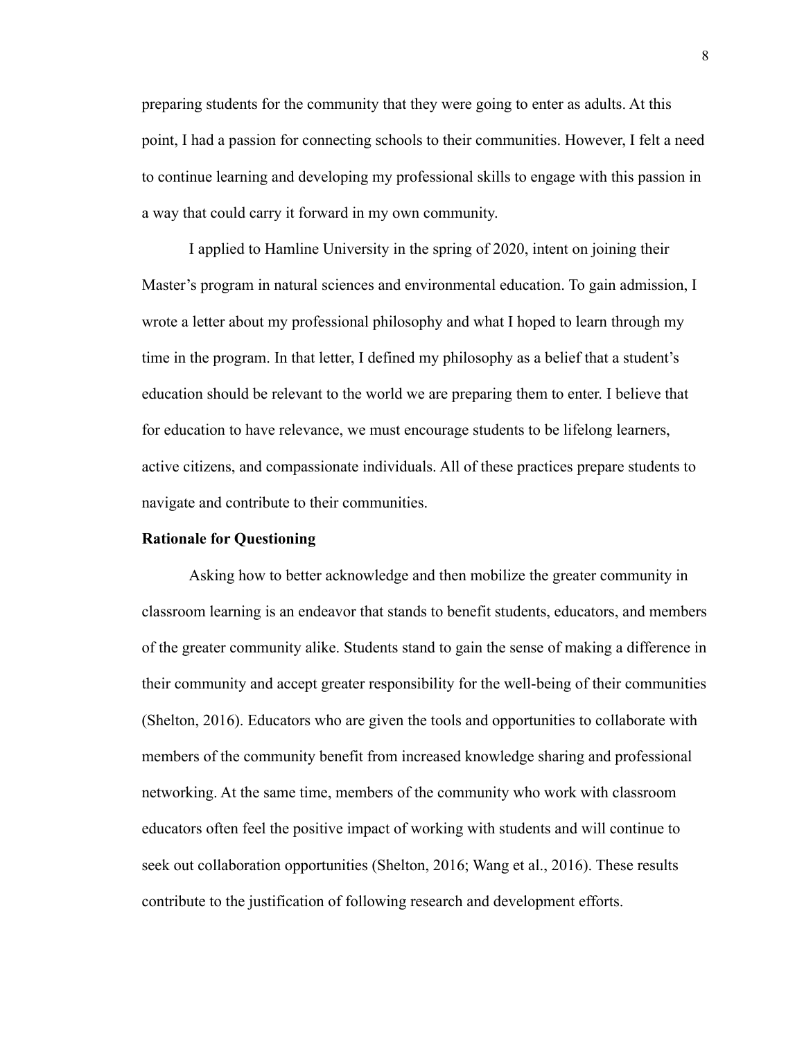preparing students for the community that they were going to enter as adults. At this point, I had a passion for connecting schools to their communities. However, I felt a need to continue learning and developing my professional skills to engage with this passion in a way that could carry it forward in my own community.

I applied to Hamline University in the spring of 2020, intent on joining their Master's program in natural sciences and environmental education. To gain admission, I wrote a letter about my professional philosophy and what I hoped to learn through my time in the program. In that letter, I defined my philosophy as a belief that a student's education should be relevant to the world we are preparing them to enter. I believe that for education to have relevance, we must encourage students to be lifelong learners, active citizens, and compassionate individuals. All of these practices prepare students to navigate and contribute to their communities.

**Rationale for Questioning**

Asking how to better acknowledge and then mobilize the greater community in classroom learning is an endeavor that stands to benefit students, educators, and members of the greater community alike. Students stand to gain the sense of making a difference in their community and accept greater responsibility for the well-being of their communities (Shelton, 2016). Educators who are given the tools and opportunities to collaborate with members of the community benefit from increased knowledge sharing and professional networking. At the same time, members of the community who work with classroom educators often feel the positive impact of working with students and will continue to seek out collaboration opportunities (Shelton, 2016; Wang et al., 2016). These results contribute to the justification of following research and development efforts.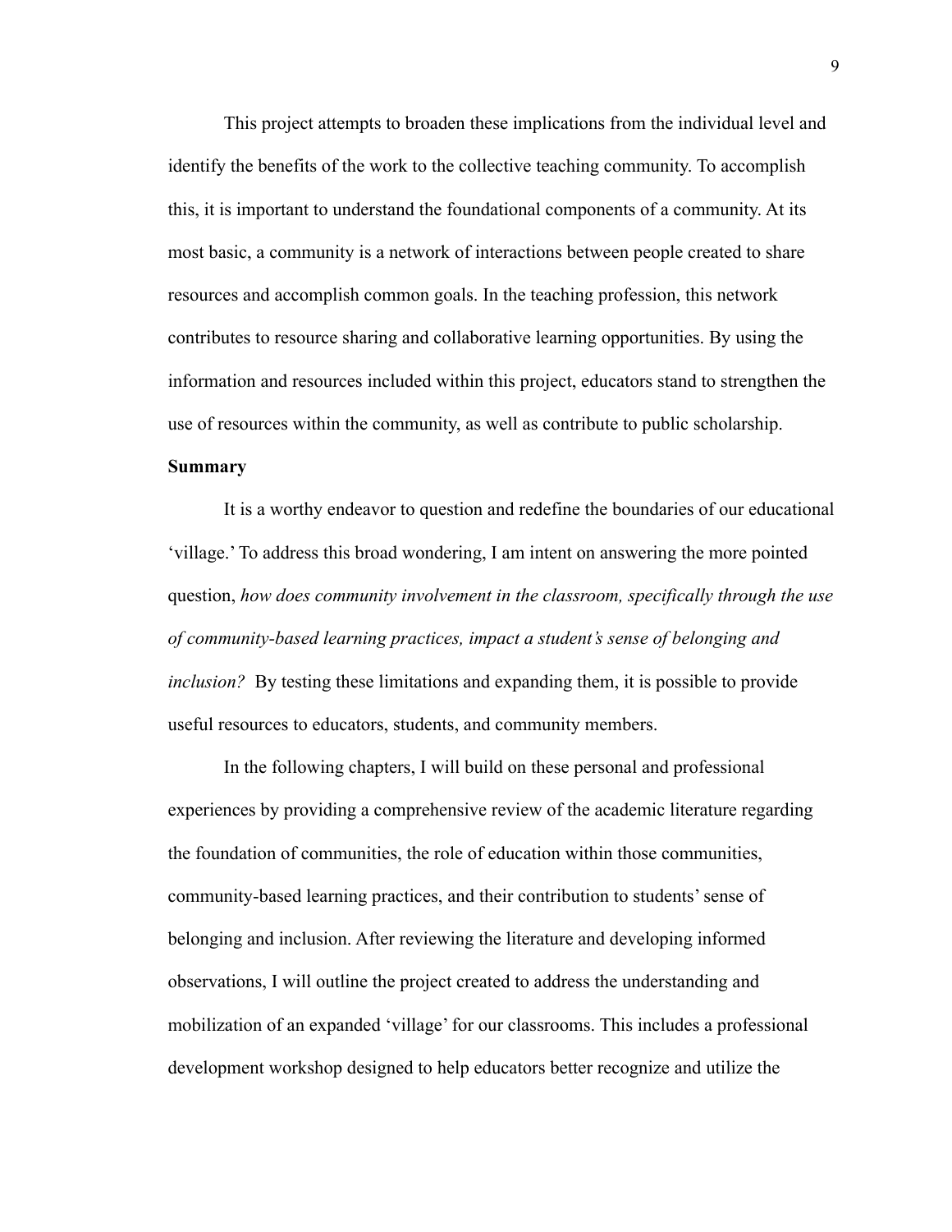This project attempts to broaden these implications from the individual level and identify the benefits of the work to the collective teaching community. To accomplish this, it is important to understand the foundational components of a community. At its most basic, a community is a network of interactions between people created to share resources and accomplish common goals. In the teaching profession, this network contributes to resource sharing and collaborative learning opportunities. By using the information and resources included within this project, educators stand to strengthen the use of resources within the community, as well as contribute to public scholarship.

**Summary**

It is a worthy endeavor to question and redefine the boundaries of our educational 'village.' To address this broad wondering, I am intent on answering the more pointed question, *how does community involvement in the classroom, specifically through the use of community-based learning practices, impact a student's sense of belonging and inclusion?* By testing these limitations and expanding them, it is possible to provide useful resources to educators, students, and community members.

In the following chapters, I will build on these personal and professional experiences by providing a comprehensive review of the academic literature regarding the foundation of communities, the role of education within those communities, community-based learning practices, and their contribution to students' sense of belonging and inclusion. After reviewing the literature and developing informed observations, I will outline the project created to address the understanding and mobilization of an expanded 'village' for our classrooms. This includes a professional development workshop designed to help educators better recognize and utilize the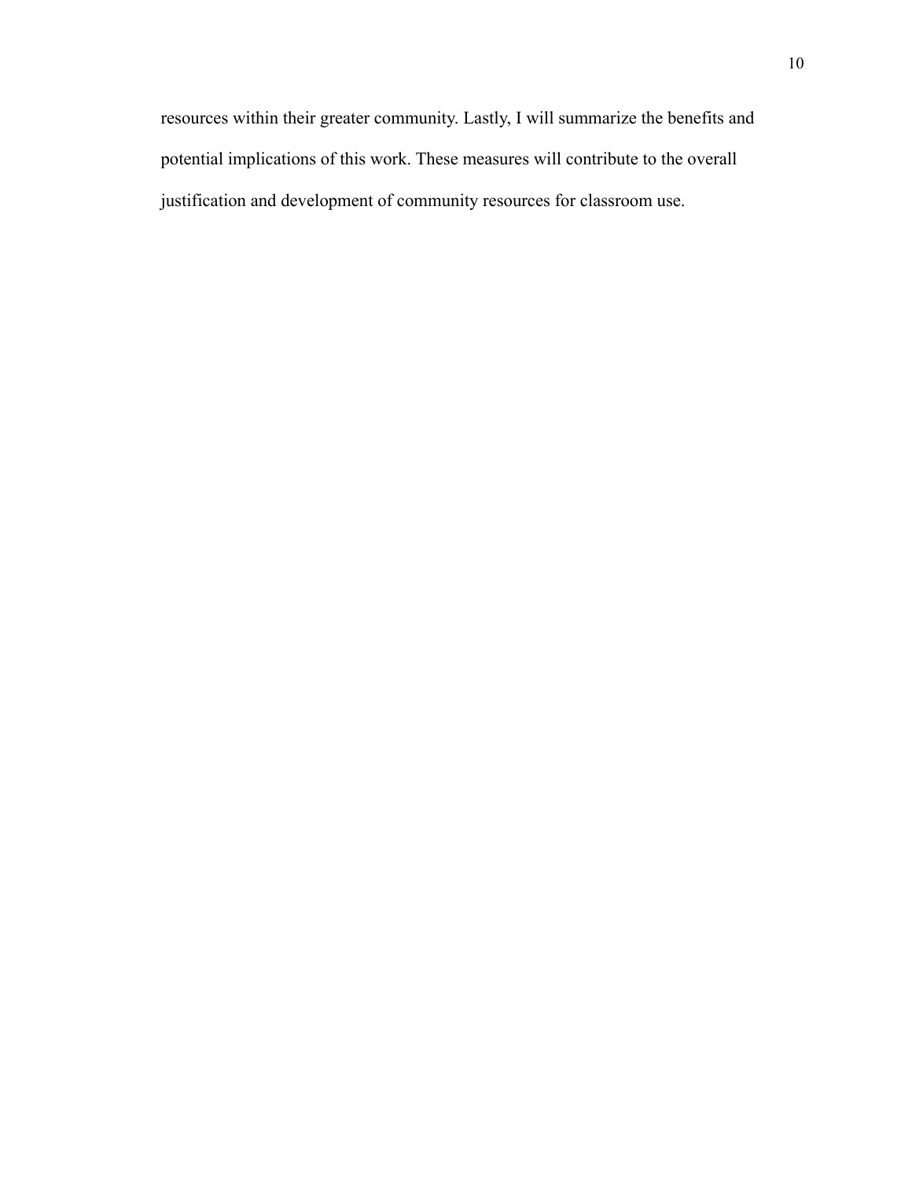resources within their greater community. Lastly, I will summarize the benefits and potential implications of this work. These measures will contribute to the overall justification and development of community resources for classroom use.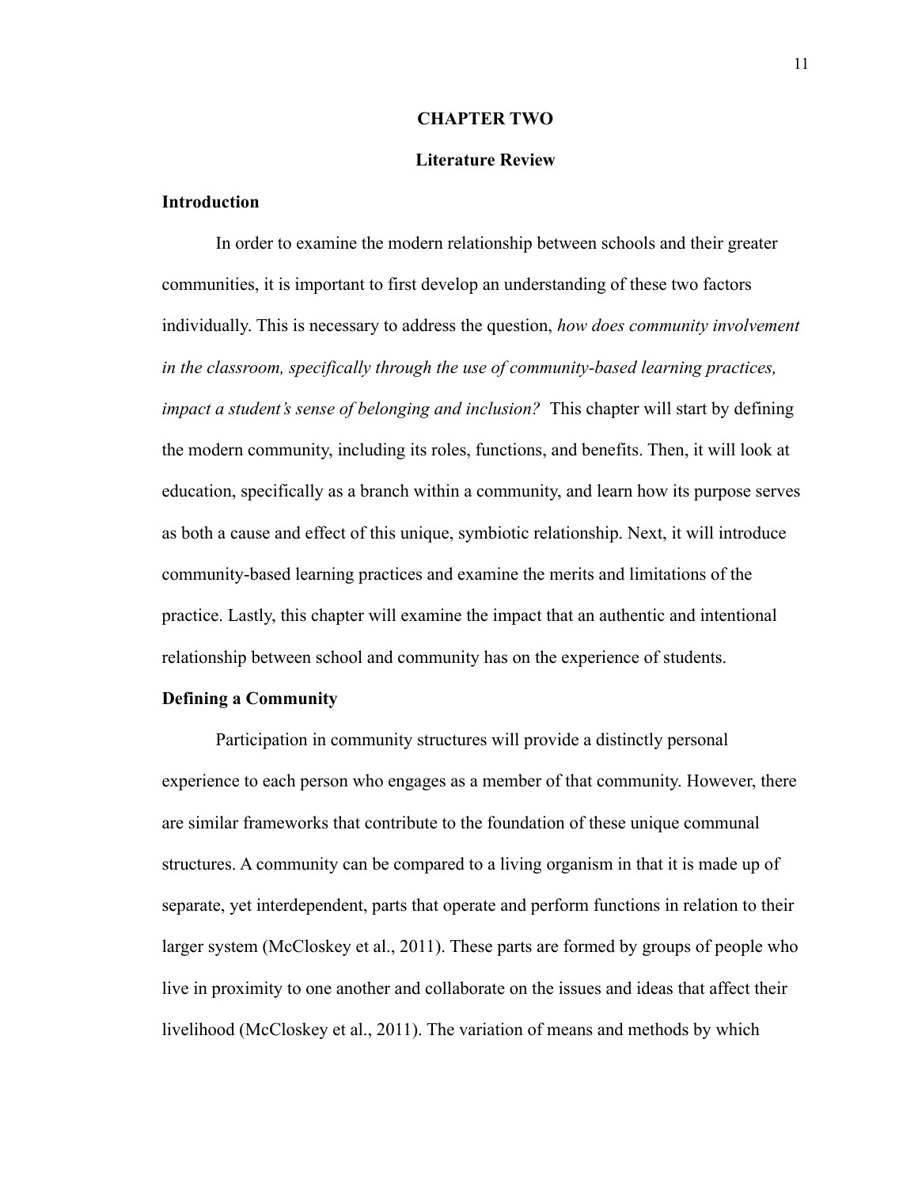# CHAPTER TWO

## Literature Review

### Introduction

In order to examine the modern relationship between schools and their greater communities, it is important to first develop an understanding of these two factors individually. This is necessary to address the question, *how does community involvement in the classroom, specifically through the use of community-based learning practices, impact a student's sense of belonging and inclusion?* This chapter will start by defining the modern community, including its roles, functions, and benefits. Then, it will look at education, specifically as a branch within a community, and learn how its purpose serves as both a cause and effect of this unique, symbiotic relationship. Next, it will introduce community-based learning practices and examine the merits and limitations of the practice. Lastly, this chapter will examine the impact that an authentic and intentional relationship between school and community has on the experience of students.

### Defining a Community

Participation in community structures will provide a distinctly personal experience to each person who engages as a member of that community. However, there are similar frameworks that contribute to the foundation of these unique communal structures. A community can be compared to a living organism in that it is made up of separate, yet interdependent, parts that operate and perform functions in relation to their larger system (McCloskey et al., 2011). These parts are formed by groups of people who live in proximity to one another and collaborate on the issues and ideas that affect their livelihood (McCloskey et al., 2011). The variation of means and methods by which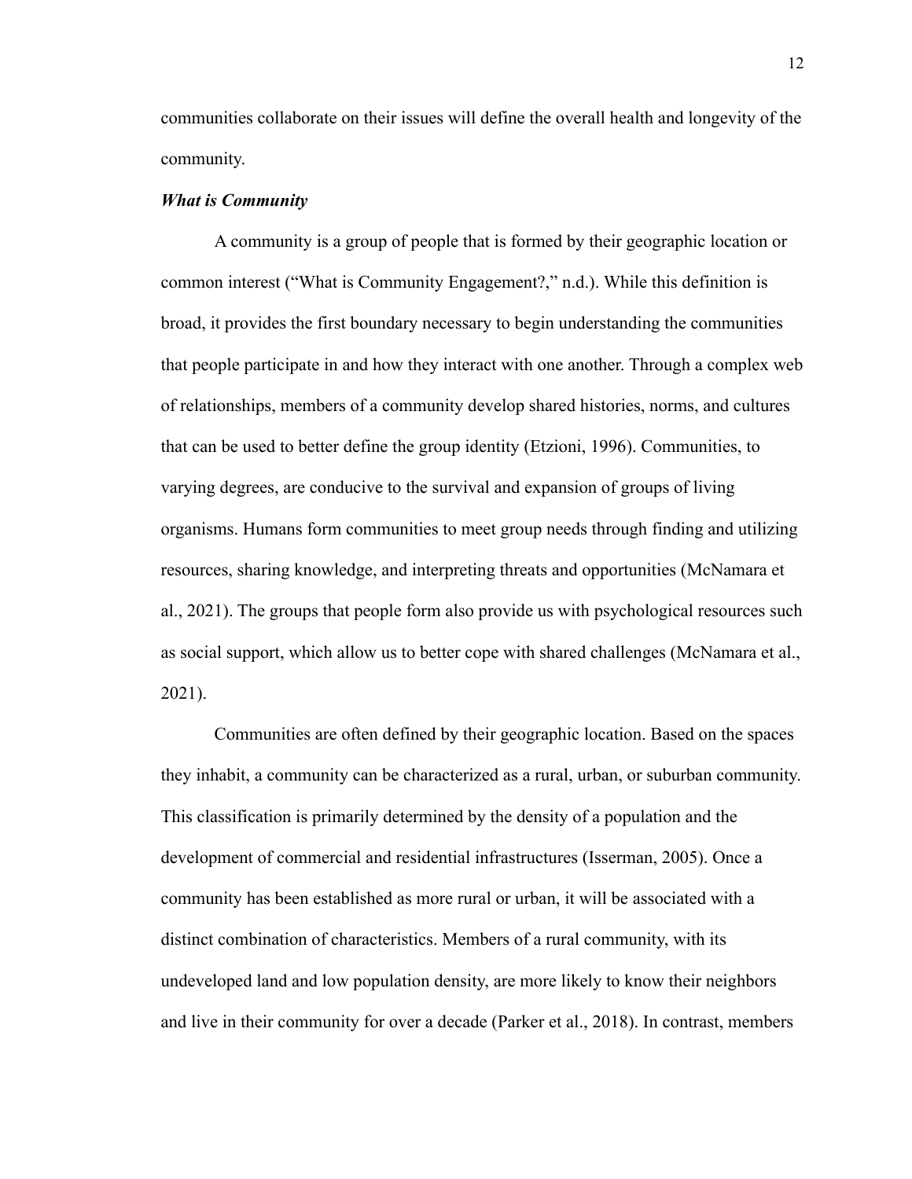communities collaborate on their issues will define the overall health and longevity of the community.

### *What is Community*

A community is a group of people that is formed by their geographic location or common interest ("What is Community Engagement?," n.d.). While this definition is broad, it provides the first boundary necessary to begin understanding the communities that people participate in and how they interact with one another. Through a complex web of relationships, members of a community develop shared histories, norms, and cultures that can be used to better define the group identity (Etzioni, 1996). Communities, to varying degrees, are conducive to the survival and expansion of groups of living organisms. Humans form communities to meet group needs through finding and utilizing resources, sharing knowledge, and interpreting threats and opportunities (McNamara et al., 2021). The groups that people form also provide us with psychological resources such as social support, which allow us to better cope with shared challenges (McNamara et al., 2021).

Communities are often defined by their geographic location. Based on the spaces they inhabit, a community can be characterized as a rural, urban, or suburban community. This classification is primarily determined by the density of a population and the development of commercial and residential infrastructures (Isserman, 2005). Once a community has been established as more rural or urban, it will be associated with a distinct combination of characteristics. Members of a rural community, with its undeveloped land and low population density, are more likely to know their neighbors and live in their community for over a decade (Parker et al., 2018). In contrast, members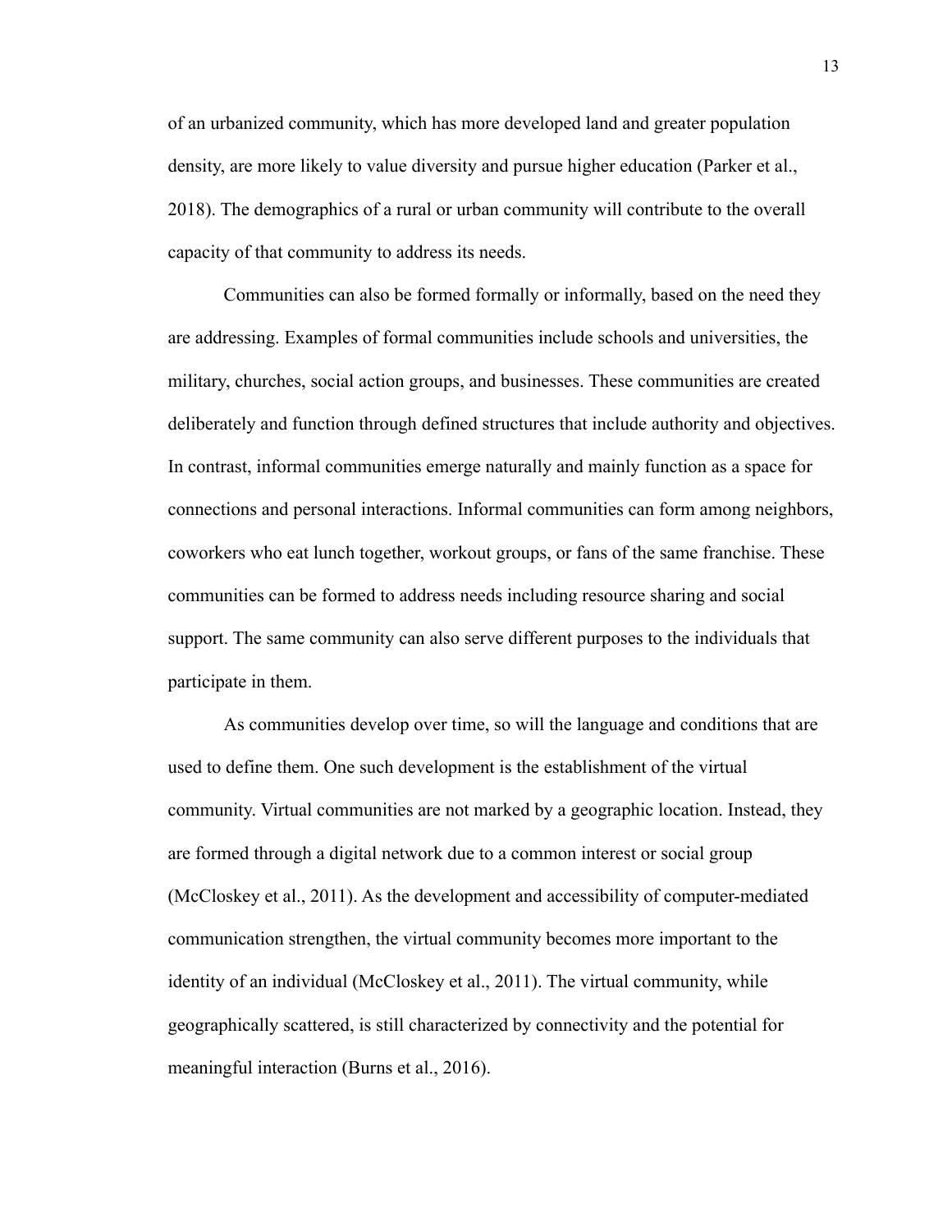of an urbanized community, which has more developed land and greater population density, are more likely to value diversity and pursue higher education (Parker et al., 2018). The demographics of a rural or urban community will contribute to the overall capacity of that community to address its needs.

Communities can also be formed formally or informally, based on the need they are addressing. Examples of formal communities include schools and universities, the military, churches, social action groups, and businesses. These communities are created deliberately and function through defined structures that include authority and objectives. In contrast, informal communities emerge naturally and mainly function as a space for connections and personal interactions. Informal communities can form among neighbors, coworkers who eat lunch together, workout groups, or fans of the same franchise. These communities can be formed to address needs including resource sharing and social support. The same community can also serve different purposes to the individuals that participate in them.

As communities develop over time, so will the language and conditions that are used to define them. One such development is the establishment of the virtual community. Virtual communities are not marked by a geographic location. Instead, they are formed through a digital network due to a common interest or social group (McCloskey et al., 2011). As the development and accessibility of computer-mediated communication strengthen, the virtual community becomes more important to the identity of an individual (McCloskey et al., 2011). The virtual community, while geographically scattered, is still characterized by connectivity and the potential for meaningful interaction (Burns et al., 2016).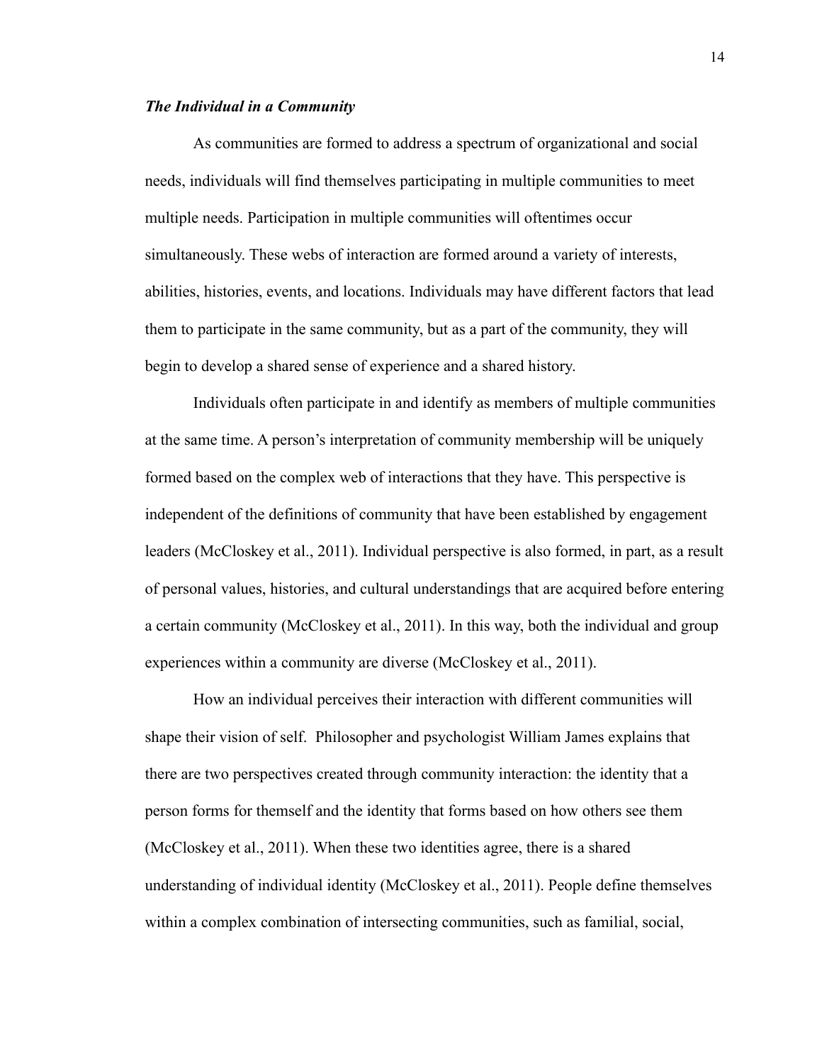### *The Individual in a Community*

As communities are formed to address a spectrum of organizational and social needs, individuals will find themselves participating in multiple communities to meet multiple needs. Participation in multiple communities will oftentimes occur simultaneously. These webs of interaction are formed around a variety of interests, abilities, histories, events, and locations. Individuals may have different factors that lead them to participate in the same community, but as a part of the community, they will begin to develop a shared sense of experience and a shared history.

Individuals often participate in and identify as members of multiple communities at the same time. A person's interpretation of community membership will be uniquely formed based on the complex web of interactions that they have. This perspective is independent of the definitions of community that have been established by engagement leaders (McCloskey et al., 2011). Individual perspective is also formed, in part, as a result of personal values, histories, and cultural understandings that are acquired before entering a certain community (McCloskey et al., 2011). In this way, both the individual and group experiences within a community are diverse (McCloskey et al., 2011).

How an individual perceives their interaction with different communities will shape their vision of self. Philosopher and psychologist William James explains that there are two perspectives created through community interaction: the identity that a person forms for themself and the identity that forms based on how others see them (McCloskey et al., 2011). When these two identities agree, there is a shared understanding of individual identity (McCloskey et al., 2011). People define themselves within a complex combination of intersecting communities, such as familial, social,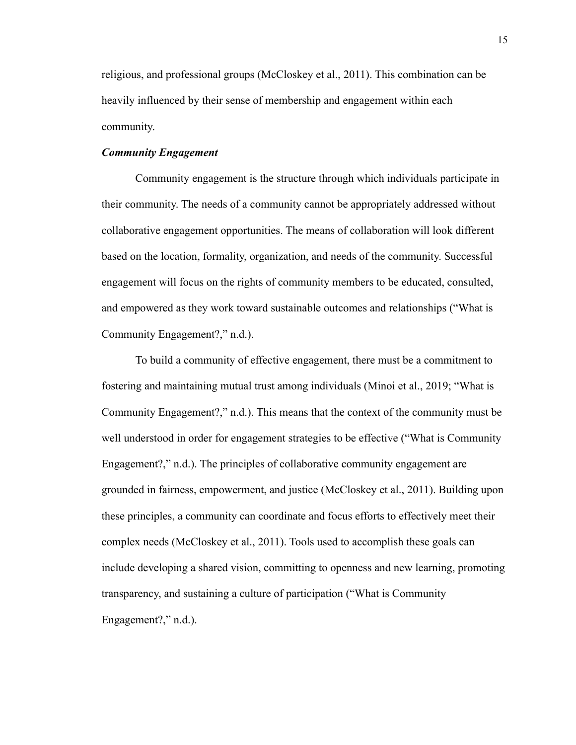religious, and professional groups (McCloskey et al., 2011). This combination can be heavily influenced by their sense of membership and engagement within each community.

### *Community Engagement*

Community engagement is the structure through which individuals participate in their community. The needs of a community cannot be appropriately addressed without collaborative engagement opportunities. The means of collaboration will look different based on the location, formality, organization, and needs of the community. Successful engagement will focus on the rights of community members to be educated, consulted, and empowered as they work toward sustainable outcomes and relationships ("What is Community Engagement?," n.d.).

To build a community of effective engagement, there must be a commitment to fostering and maintaining mutual trust among individuals (Minoi et al., 2019; "What is Community Engagement?," n.d.). This means that the context of the community must be well understood in order for engagement strategies to be effective ("What is Community Engagement?," n.d.). The principles of collaborative community engagement are grounded in fairness, empowerment, and justice (McCloskey et al., 2011). Building upon these principles, a community can coordinate and focus efforts to effectively meet their complex needs (McCloskey et al., 2011). Tools used to accomplish these goals can include developing a shared vision, committing to openness and new learning, promoting transparency, and sustaining a culture of participation ("What is Community Engagement?," n.d.).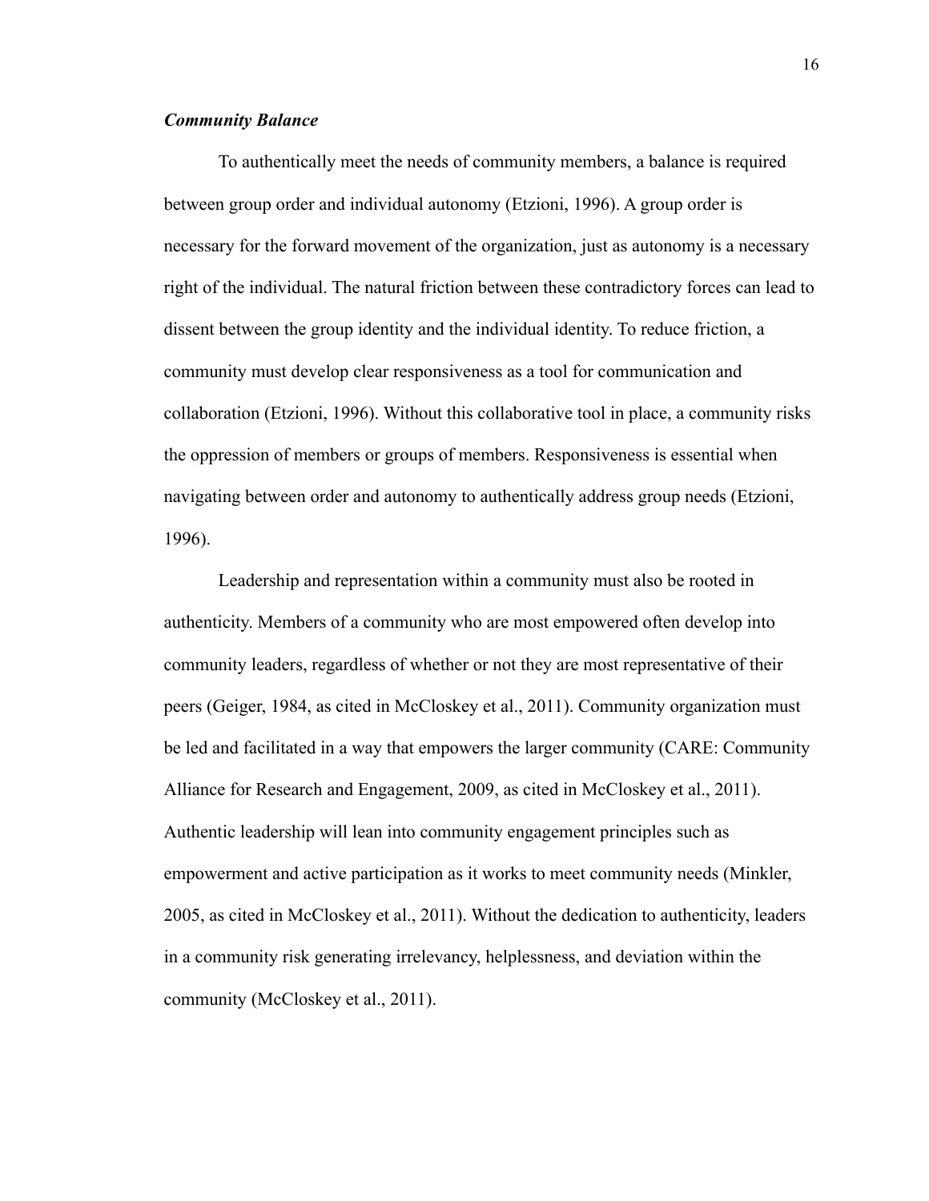### ***Community Balance***

To authentically meet the needs of community members, a balance is required between group order and individual autonomy (Etzioni, 1996). A group order is necessary for the forward movement of the organization, just as autonomy is a necessary right of the individual. The natural friction between these contradictory forces can lead to dissent between the group identity and the individual identity. To reduce friction, a community must develop clear responsiveness as a tool for communication and collaboration (Etzioni, 1996). Without this collaborative tool in place, a community risks the oppression of members or groups of members. Responsiveness is essential when navigating between order and autonomy to authentically address group needs (Etzioni, 1996).

Leadership and representation within a community must also be rooted in authenticity. Members of a community who are most empowered often develop into community leaders, regardless of whether or not they are most representative of their peers (Geiger, 1984, as cited in McCloskey et al., 2011). Community organization must be led and facilitated in a way that empowers the larger community (CARE: Community Alliance for Research and Engagement, 2009, as cited in McCloskey et al., 2011). Authentic leadership will lean into community engagement principles such as empowerment and active participation as it works to meet community needs (Minkler, 2005, as cited in McCloskey et al., 2011). Without the dedication to authenticity, leaders in a community risk generating irrelevancy, helplessness, and deviation within the community (McCloskey et al., 2011).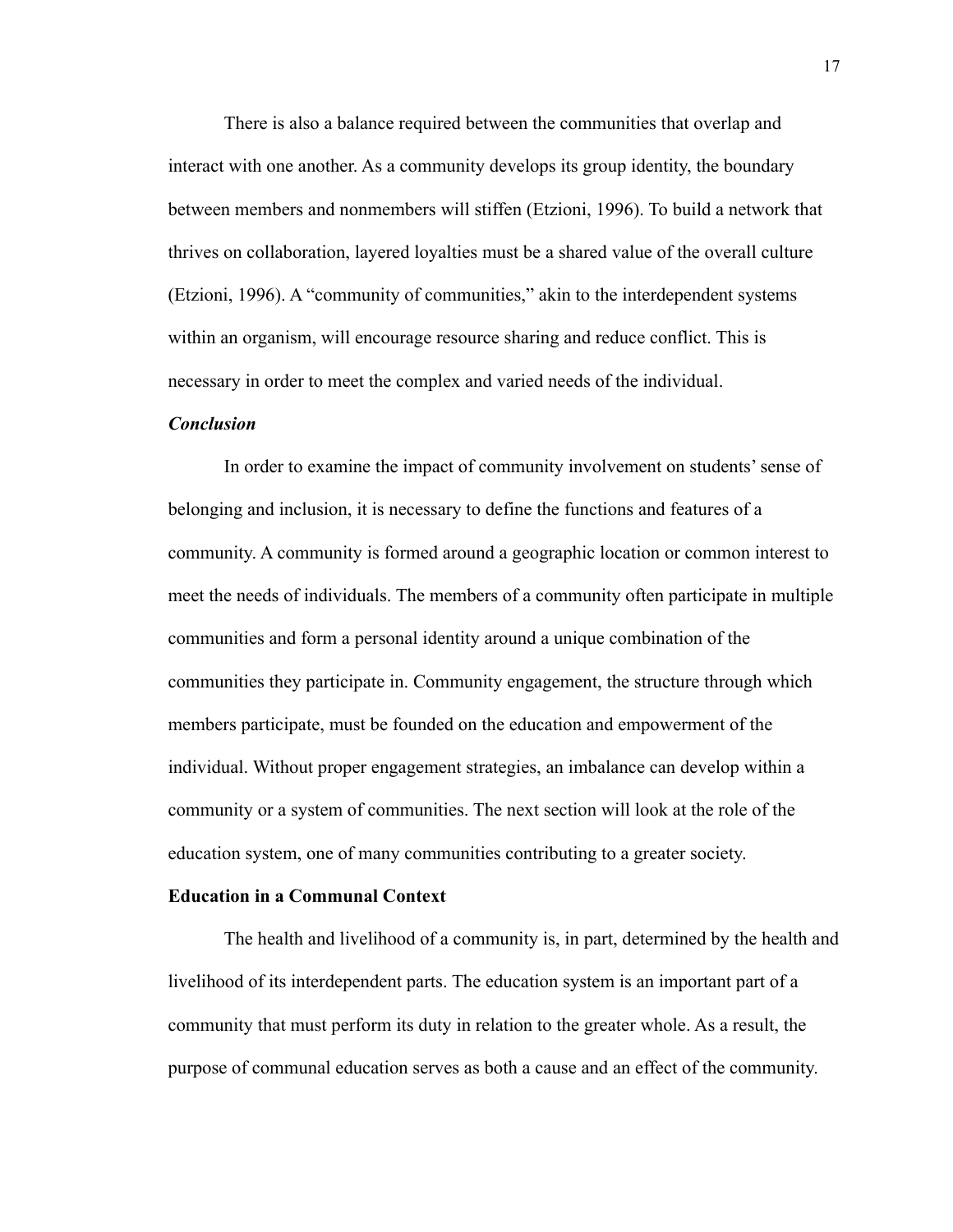There is also a balance required between the communities that overlap and interact with one another. As a community develops its group identity, the boundary between members and nonmembers will stiffen (Etzioni, 1996). To build a network that thrives on collaboration, layered loyalties must be a shared value of the overall culture (Etzioni, 1996). A "community of communities," akin to the interdependent systems within an organism, will encourage resource sharing and reduce conflict. This is necessary in order to meet the complex and varied needs of the individual.

### *Conclusion*

In order to examine the impact of community involvement on students' sense of belonging and inclusion, it is necessary to define the functions and features of a community. A community is formed around a geographic location or common interest to meet the needs of individuals. The members of a community often participate in multiple communities and form a personal identity around a unique combination of the communities they participate in. Community engagement, the structure through which members participate, must be founded on the education and empowerment of the individual. Without proper engagement strategies, an imbalance can develop within a community or a system of communities. The next section will look at the role of the education system, one of many communities contributing to a greater society.

## **Education in a Communal Context**

The health and livelihood of a community is, in part, determined by the health and livelihood of its interdependent parts. The education system is an important part of a community that must perform its duty in relation to the greater whole. As a result, the purpose of communal education serves as both a cause and an effect of the community.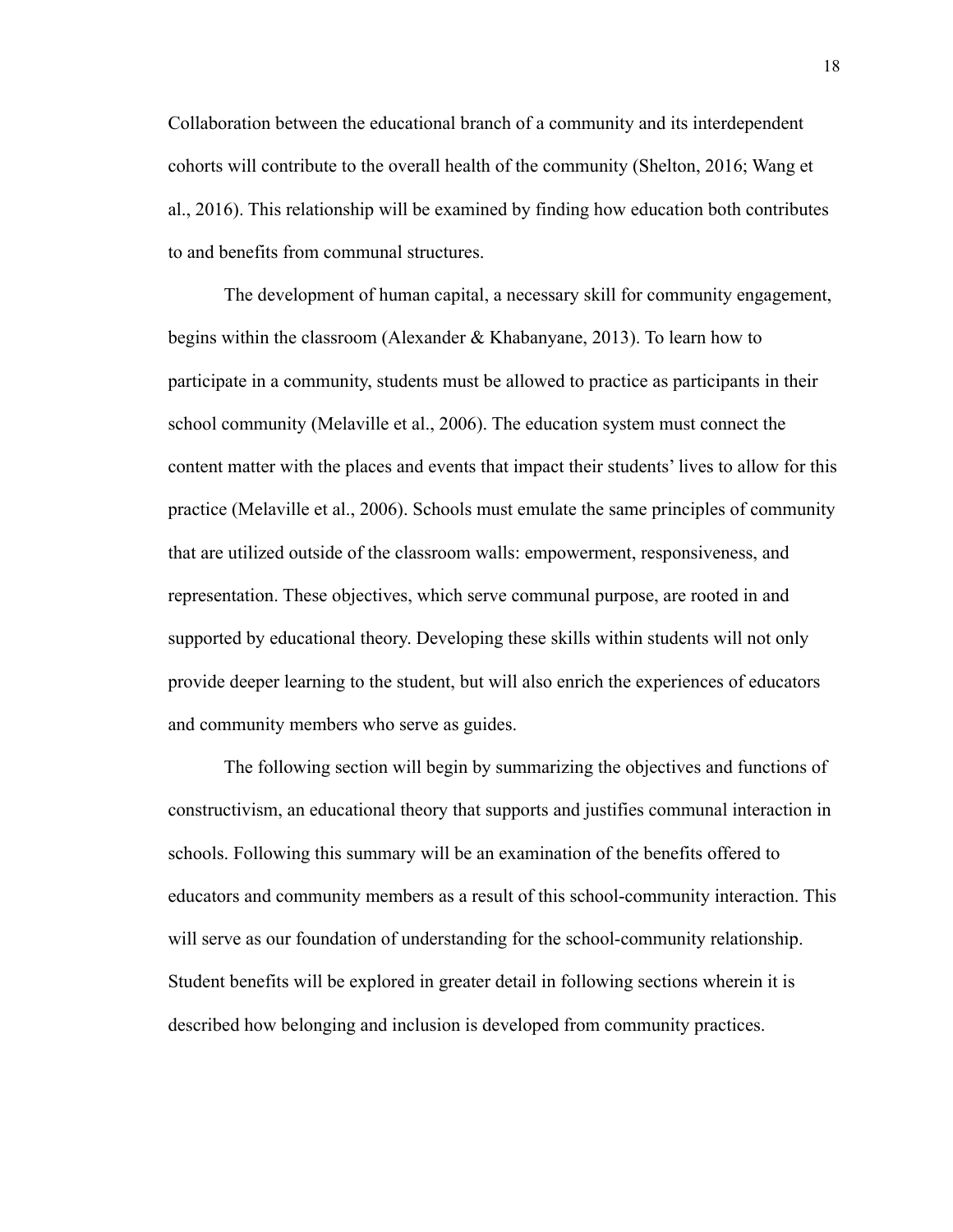Collaboration between the educational branch of a community and its interdependent cohorts will contribute to the overall health of the community (Shelton, 2016; Wang et al., 2016). This relationship will be examined by finding how education both contributes to and benefits from communal structures.

The development of human capital, a necessary skill for community engagement, begins within the classroom (Alexander & Khabanyane, 2013). To learn how to participate in a community, students must be allowed to practice as participants in their school community (Melaville et al., 2006). The education system must connect the content matter with the places and events that impact their students' lives to allow for this practice (Melaville et al., 2006). Schools must emulate the same principles of community that are utilized outside of the classroom walls: empowerment, responsiveness, and representation. These objectives, which serve communal purpose, are rooted in and supported by educational theory. Developing these skills within students will not only provide deeper learning to the student, but will also enrich the experiences of educators and community members who serve as guides.

The following section will begin by summarizing the objectives and functions of constructivism, an educational theory that supports and justifies communal interaction in schools. Following this summary will be an examination of the benefits offered to educators and community members as a result of this school-community interaction. This will serve as our foundation of understanding for the school-community relationship. Student benefits will be explored in greater detail in following sections wherein it is described how belonging and inclusion is developed from community practices.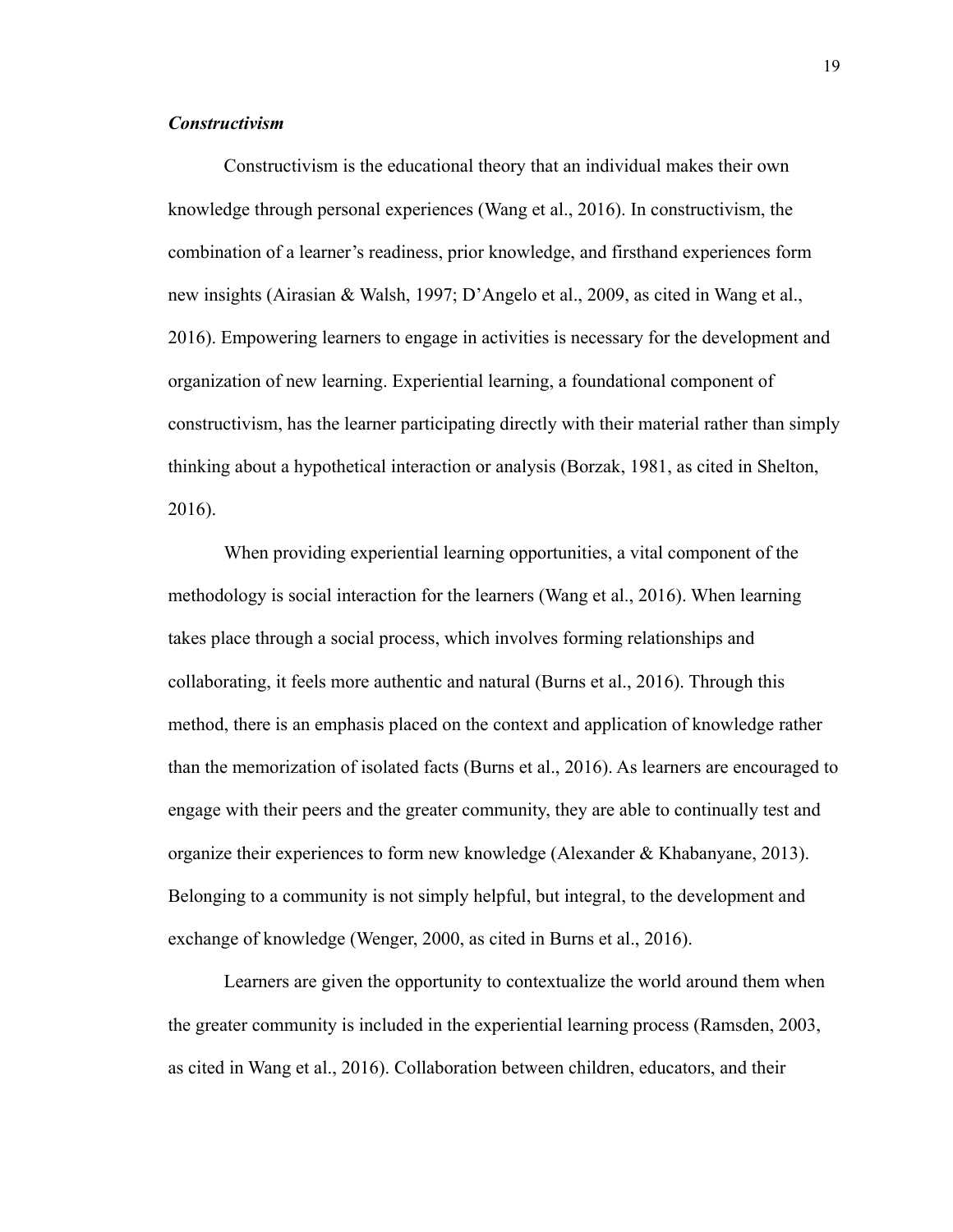### *Constructivism*

Constructivism is the educational theory that an individual makes their own knowledge through personal experiences (Wang et al., 2016). In constructivism, the combination of a learner's readiness, prior knowledge, and firsthand experiences form new insights (Airasian & Walsh, 1997; D'Angelo et al., 2009, as cited in Wang et al., 2016). Empowering learners to engage in activities is necessary for the development and organization of new learning. Experiential learning, a foundational component of constructivism, has the learner participating directly with their material rather than simply thinking about a hypothetical interaction or analysis (Borzak, 1981, as cited in Shelton, 2016).

When providing experiential learning opportunities, a vital component of the methodology is social interaction for the learners (Wang et al., 2016). When learning takes place through a social process, which involves forming relationships and collaborating, it feels more authentic and natural (Burns et al., 2016). Through this method, there is an emphasis placed on the context and application of knowledge rather than the memorization of isolated facts (Burns et al., 2016). As learners are encouraged to engage with their peers and the greater community, they are able to continually test and organize their experiences to form new knowledge (Alexander & Khabanyane, 2013). Belonging to a community is not simply helpful, but integral, to the development and exchange of knowledge (Wenger, 2000, as cited in Burns et al., 2016).

Learners are given the opportunity to contextualize the world around them when the greater community is included in the experiential learning process (Ramsden, 2003, as cited in Wang et al., 2016). Collaboration between children, educators, and their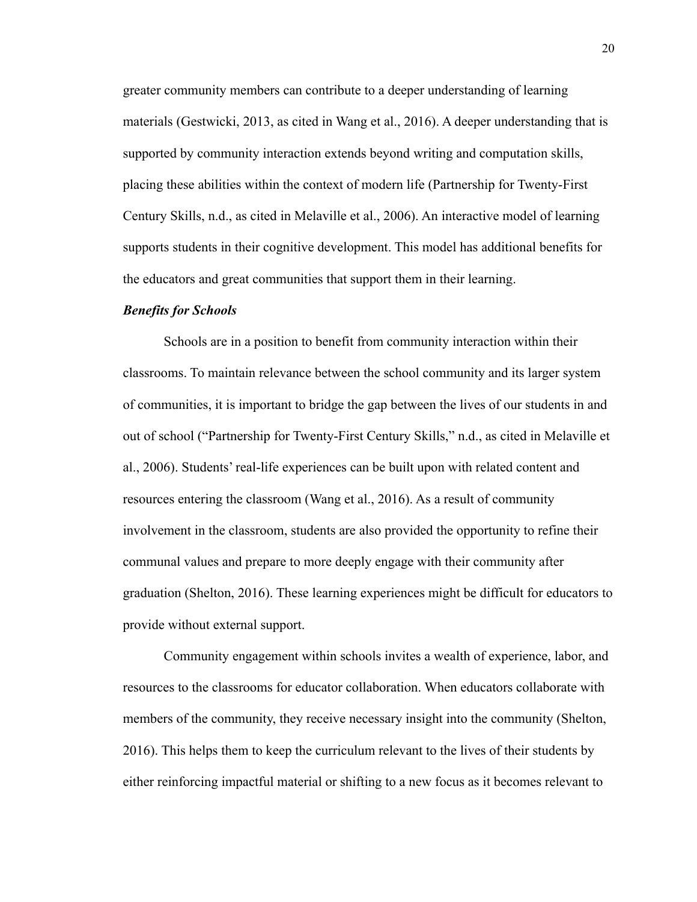greater community members can contribute to a deeper understanding of learning materials (Gestwicki, 2013, as cited in Wang et al., 2016). A deeper understanding that is supported by community interaction extends beyond writing and computation skills, placing these abilities within the context of modern life (Partnership for Twenty-First Century Skills, n.d., as cited in Melaville et al., 2006). An interactive model of learning supports students in their cognitive development. This model has additional benefits for the educators and great communities that support them in their learning.

### *Benefits for Schools*

Schools are in a position to benefit from community interaction within their classrooms. To maintain relevance between the school community and its larger system of communities, it is important to bridge the gap between the lives of our students in and out of school ("Partnership for Twenty-First Century Skills," n.d., as cited in Melaville et al., 2006). Students' real-life experiences can be built upon with related content and resources entering the classroom (Wang et al., 2016). As a result of community involvement in the classroom, students are also provided the opportunity to refine their communal values and prepare to more deeply engage with their community after graduation (Shelton, 2016). These learning experiences might be difficult for educators to provide without external support.

Community engagement within schools invites a wealth of experience, labor, and resources to the classrooms for educator collaboration. When educators collaborate with members of the community, they receive necessary insight into the community (Shelton, 2016). This helps them to keep the curriculum relevant to the lives of their students by either reinforcing impactful material or shifting to a new focus as it becomes relevant to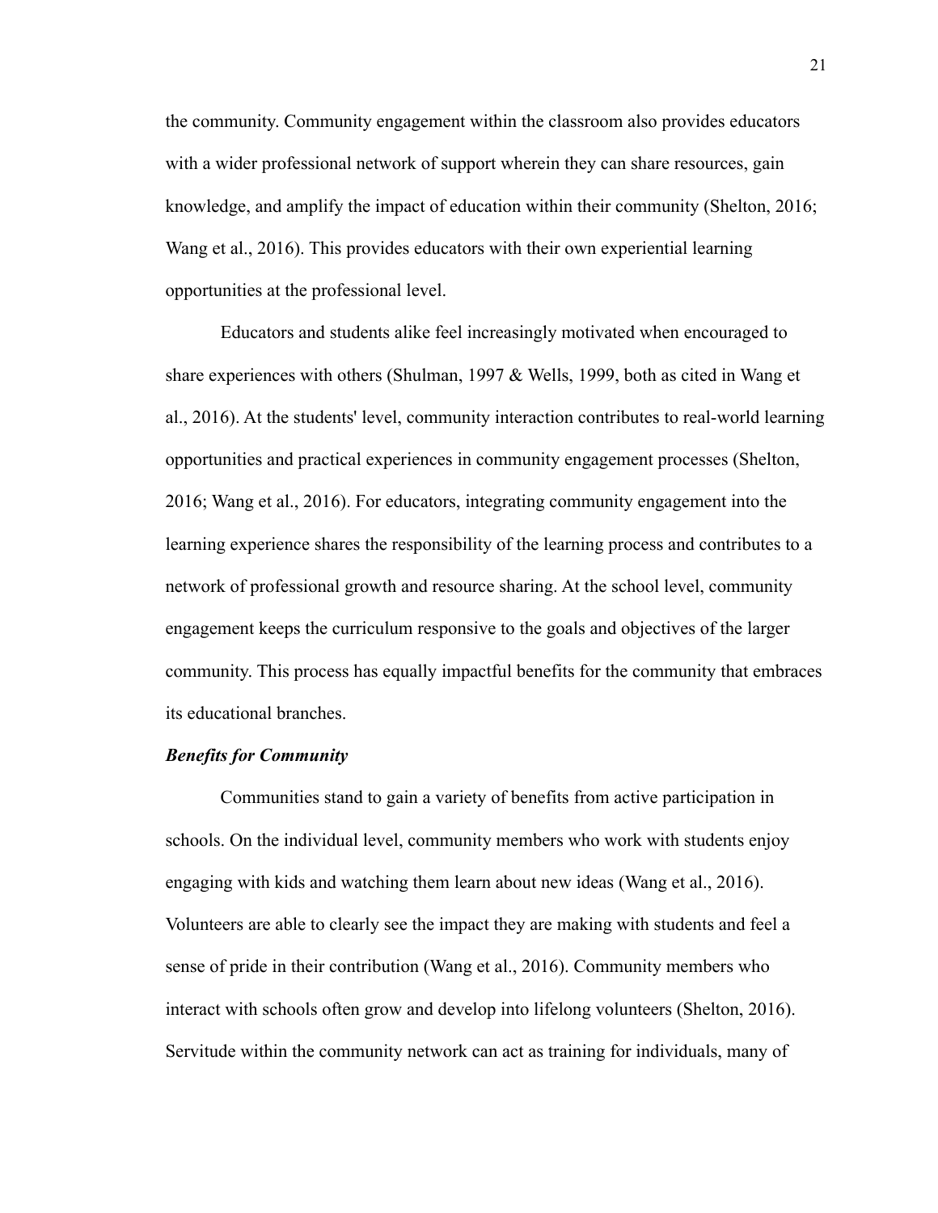the community. Community engagement within the classroom also provides educators with a wider professional network of support wherein they can share resources, gain knowledge, and amplify the impact of education within their community (Shelton, 2016; Wang et al., 2016). This provides educators with their own experiential learning opportunities at the professional level.

Educators and students alike feel increasingly motivated when encouraged to share experiences with others (Shulman, 1997 & Wells, 1999, both as cited in Wang et al., 2016). At the students' level, community interaction contributes to real-world learning opportunities and practical experiences in community engagement processes (Shelton, 2016; Wang et al., 2016). For educators, integrating community engagement into the learning experience shares the responsibility of the learning process and contributes to a network of professional growth and resource sharing. At the school level, community engagement keeps the curriculum responsive to the goals and objectives of the larger community. This process has equally impactful benefits for the community that embraces its educational branches.

***Benefits for Community***

Communities stand to gain a variety of benefits from active participation in schools. On the individual level, community members who work with students enjoy engaging with kids and watching them learn about new ideas (Wang et al., 2016). Volunteers are able to clearly see the impact they are making with students and feel a sense of pride in their contribution (Wang et al., 2016). Community members who interact with schools often grow and develop into lifelong volunteers (Shelton, 2016). Servitude within the community network can act as training for individuals, many of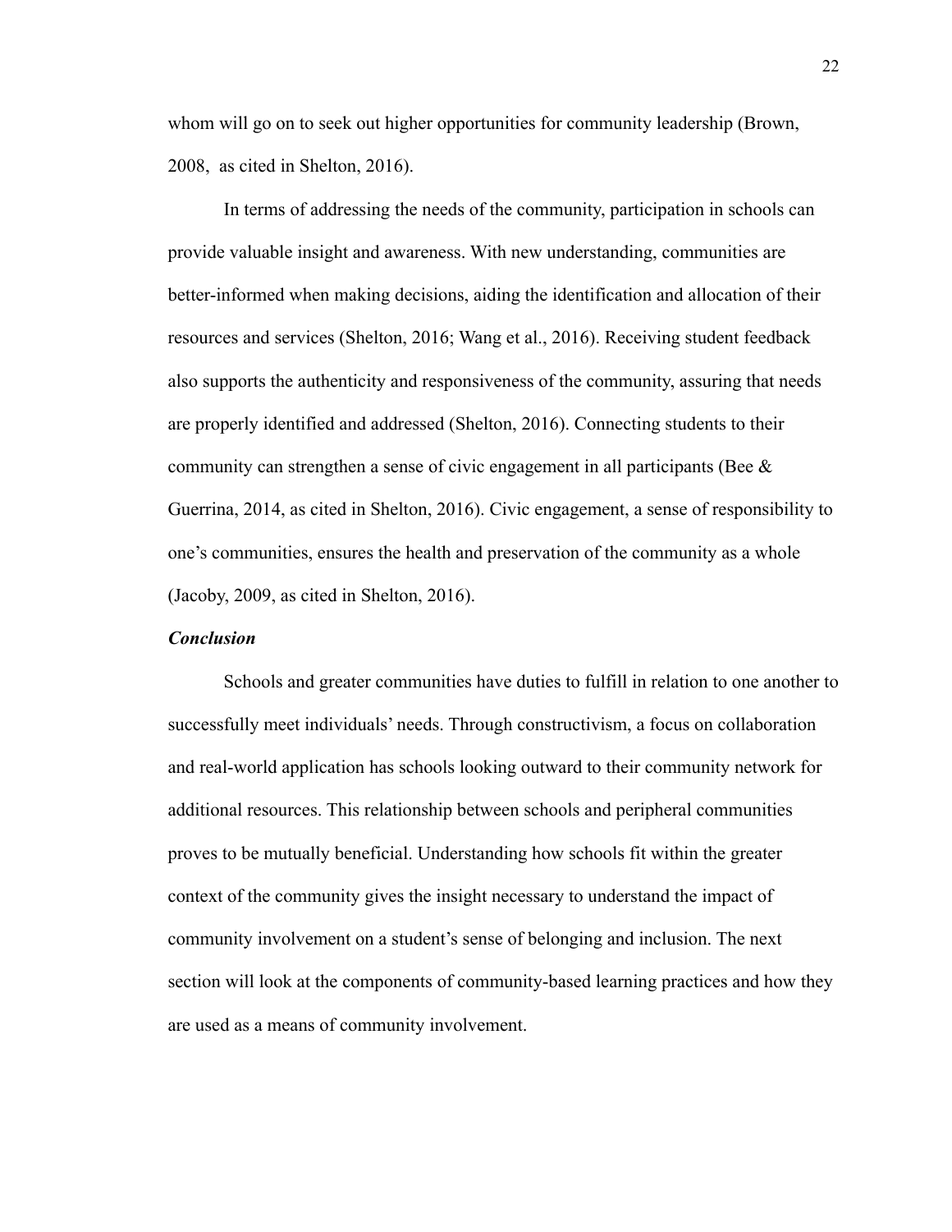whom will go on to seek out higher opportunities for community leadership (Brown, 2008, as cited in Shelton, 2016).

In terms of addressing the needs of the community, participation in schools can provide valuable insight and awareness. With new understanding, communities are better-informed when making decisions, aiding the identification and allocation of their resources and services (Shelton, 2016; Wang et al., 2016). Receiving student feedback also supports the authenticity and responsiveness of the community, assuring that needs are properly identified and addressed (Shelton, 2016). Connecting students to their community can strengthen a sense of civic engagement in all participants (Bee & Guerrina, 2014, as cited in Shelton, 2016). Civic engagement, a sense of responsibility to one's communities, ensures the health and preservation of the community as a whole (Jacoby, 2009, as cited in Shelton, 2016).

***Conclusion***

Schools and greater communities have duties to fulfill in relation to one another to successfully meet individuals' needs. Through constructivism, a focus on collaboration and real-world application has schools looking outward to their community network for additional resources. This relationship between schools and peripheral communities proves to be mutually beneficial. Understanding how schools fit within the greater context of the community gives the insight necessary to understand the impact of community involvement on a student's sense of belonging and inclusion. The next section will look at the components of community-based learning practices and how they are used as a means of community involvement.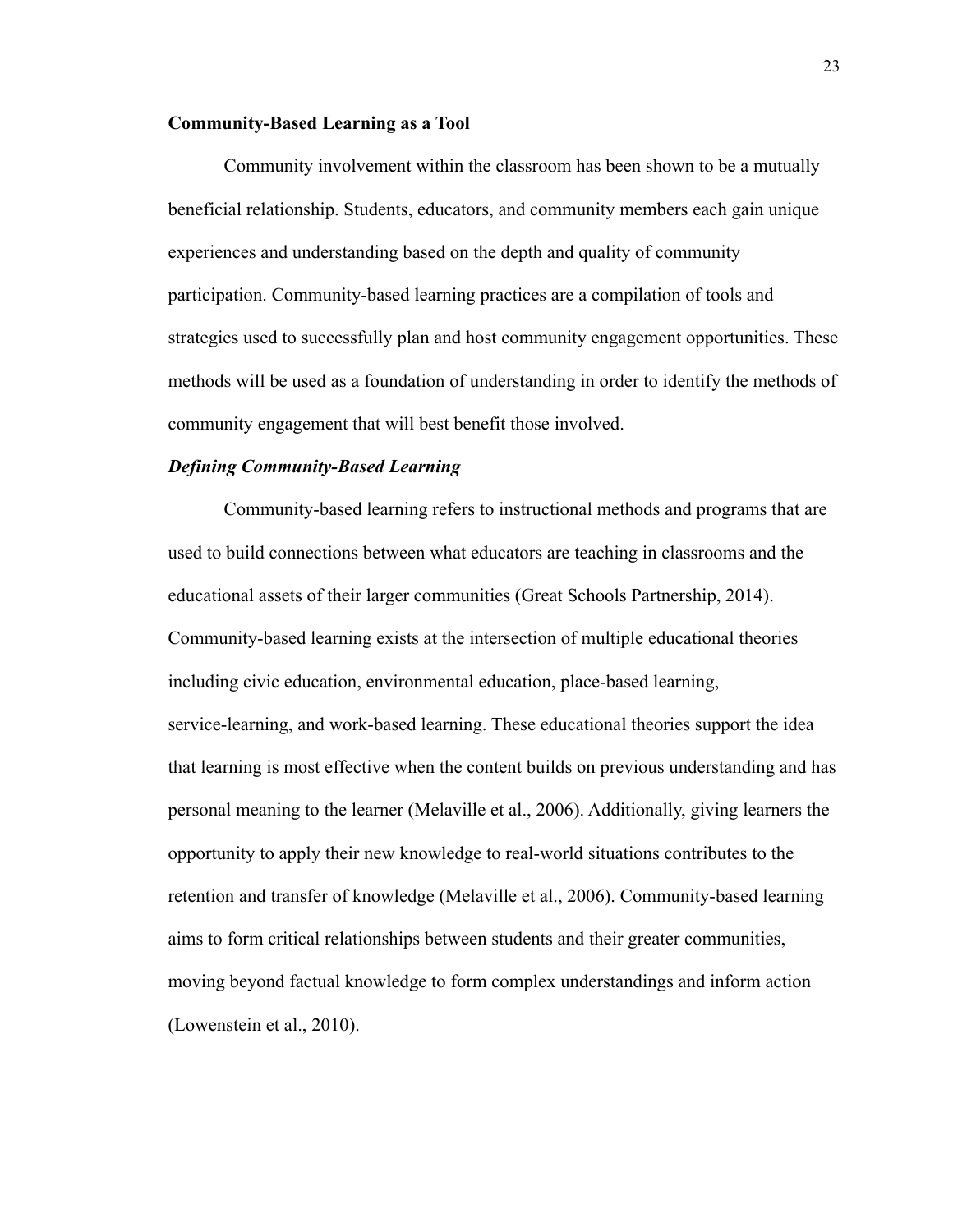## Community-Based Learning as a Tool

Community involvement within the classroom has been shown to be a mutually beneficial relationship. Students, educators, and community members each gain unique experiences and understanding based on the depth and quality of community participation. Community-based learning practices are a compilation of tools and strategies used to successfully plan and host community engagement opportunities. These methods will be used as a foundation of understanding in order to identify the methods of community engagement that will best benefit those involved.

### *Defining Community-Based Learning*

Community-based learning refers to instructional methods and programs that are used to build connections between what educators are teaching in classrooms and the educational assets of their larger communities (Great Schools Partnership, 2014). Community-based learning exists at the intersection of multiple educational theories including civic education, environmental education, place-based learning, service-learning, and work-based learning. These educational theories support the idea that learning is most effective when the content builds on previous understanding and has personal meaning to the learner (Melaville et al., 2006). Additionally, giving learners the opportunity to apply their new knowledge to real-world situations contributes to the retention and transfer of knowledge (Melaville et al., 2006). Community-based learning aims to form critical relationships between students and their greater communities, moving beyond factual knowledge to form complex understandings and inform action (Lowenstein et al., 2010).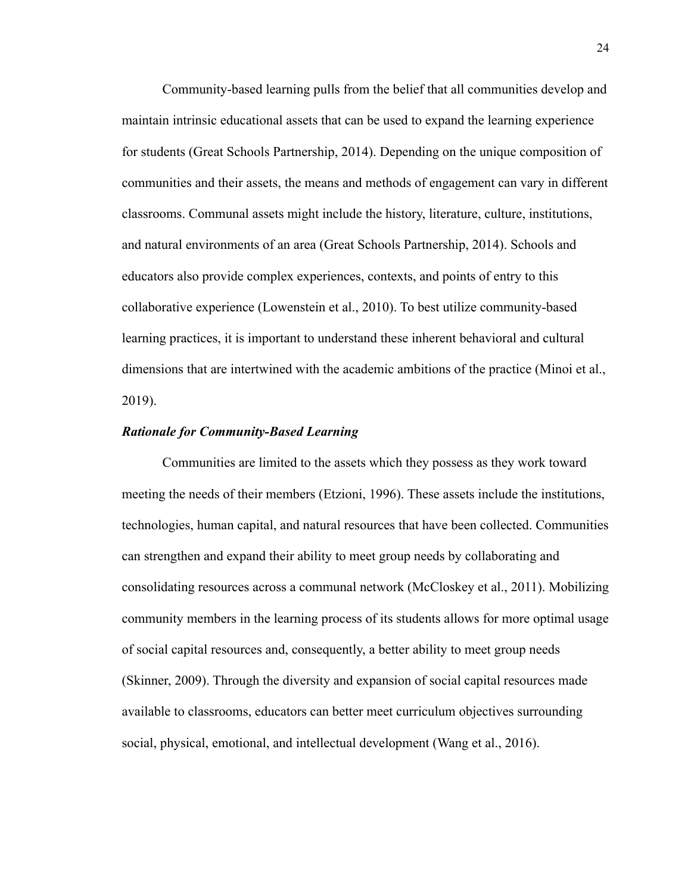Community-based learning pulls from the belief that all communities develop and maintain intrinsic educational assets that can be used to expand the learning experience for students (Great Schools Partnership, 2014). Depending on the unique composition of communities and their assets, the means and methods of engagement can vary in different classrooms. Communal assets might include the history, literature, culture, institutions, and natural environments of an area (Great Schools Partnership, 2014). Schools and educators also provide complex experiences, contexts, and points of entry to this collaborative experience (Lowenstein et al., 2010). To best utilize community-based learning practices, it is important to understand these inherent behavioral and cultural dimensions that are intertwined with the academic ambitions of the practice (Minoi et al., 2019).

### ***Rationale for Community-Based Learning***

Communities are limited to the assets which they possess as they work toward meeting the needs of their members (Etzioni, 1996). These assets include the institutions, technologies, human capital, and natural resources that have been collected. Communities can strengthen and expand their ability to meet group needs by collaborating and consolidating resources across a communal network (McCloskey et al., 2011). Mobilizing community members in the learning process of its students allows for more optimal usage of social capital resources and, consequently, a better ability to meet group needs (Skinner, 2009). Through the diversity and expansion of social capital resources made available to classrooms, educators can better meet curriculum objectives surrounding social, physical, emotional, and intellectual development (Wang et al., 2016).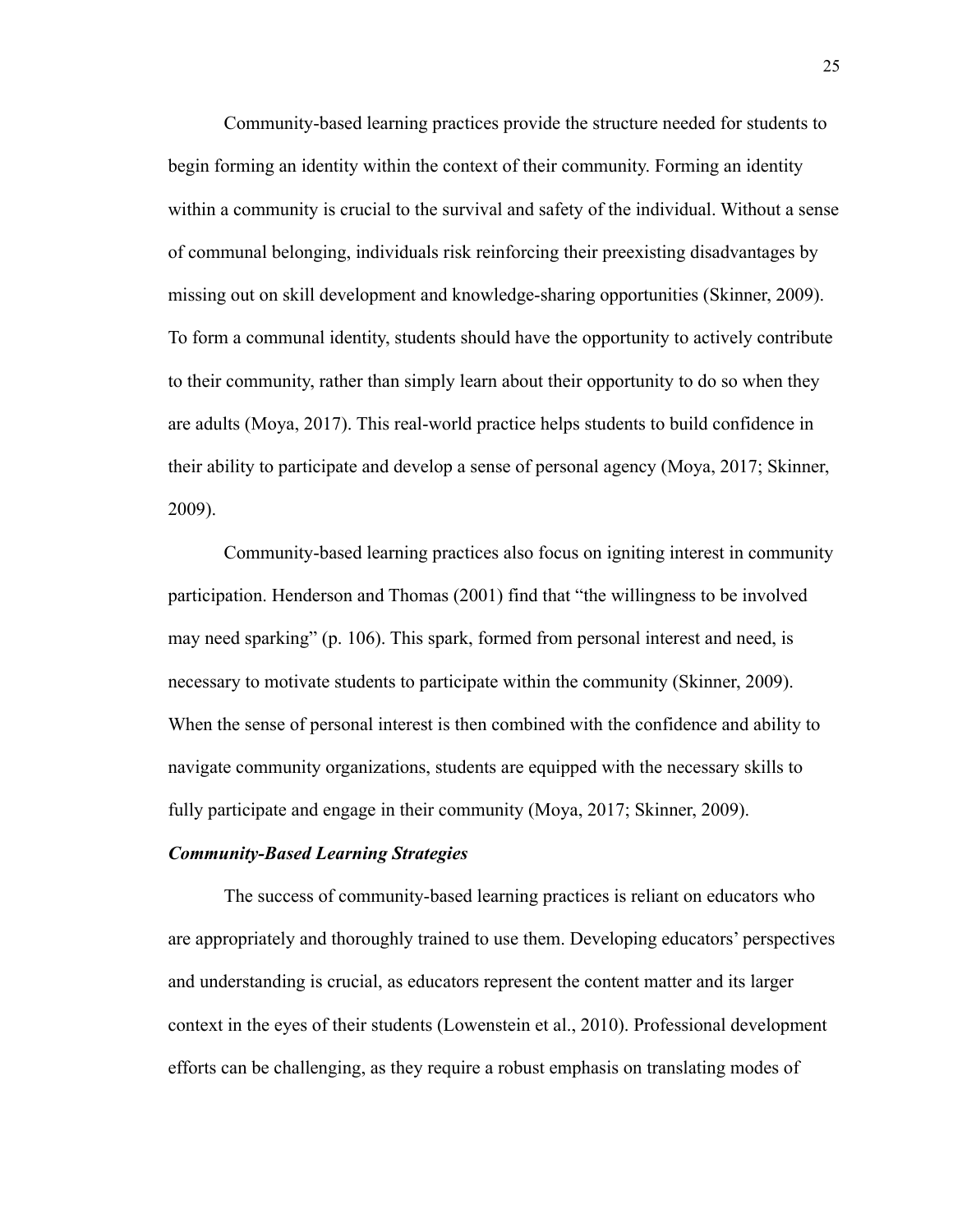Community-based learning practices provide the structure needed for students to begin forming an identity within the context of their community. Forming an identity within a community is crucial to the survival and safety of the individual. Without a sense of communal belonging, individuals risk reinforcing their preexisting disadvantages by missing out on skill development and knowledge-sharing opportunities (Skinner, 2009). To form a communal identity, students should have the opportunity to actively contribute to their community, rather than simply learn about their opportunity to do so when they are adults (Moya, 2017). This real-world practice helps students to build confidence in their ability to participate and develop a sense of personal agency (Moya, 2017; Skinner, 2009).

Community-based learning practices also focus on igniting interest in community participation. Henderson and Thomas (2001) find that "the willingness to be involved may need sparking" (p. 106). This spark, formed from personal interest and need, is necessary to motivate students to participate within the community (Skinner, 2009). When the sense of personal interest is then combined with the confidence and ability to navigate community organizations, students are equipped with the necessary skills to fully participate and engage in their community (Moya, 2017; Skinner, 2009).

### ***Community-Based Learning Strategies***

The success of community-based learning practices is reliant on educators who are appropriately and thoroughly trained to use them. Developing educators' perspectives and understanding is crucial, as educators represent the content matter and its larger context in the eyes of their students (Lowenstein et al., 2010). Professional development efforts can be challenging, as they require a robust emphasis on translating modes of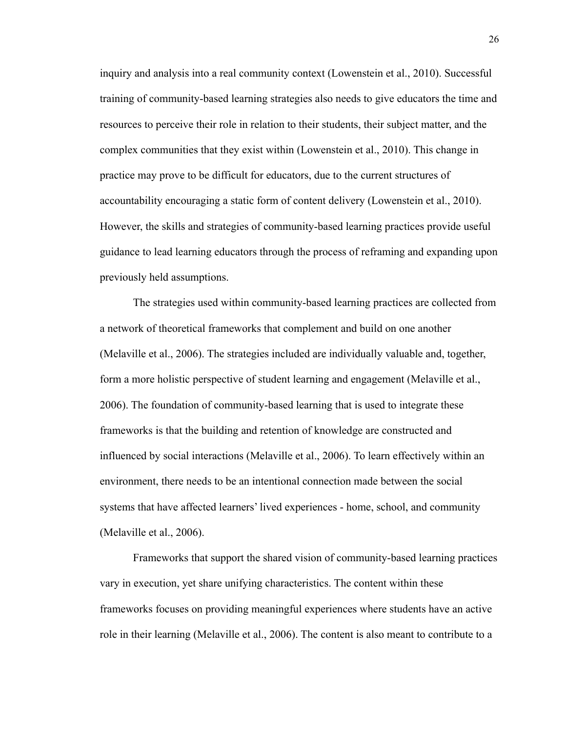inquiry and analysis into a real community context (Lowenstein et al., 2010). Successful training of community-based learning strategies also needs to give educators the time and resources to perceive their role in relation to their students, their subject matter, and the complex communities that they exist within (Lowenstein et al., 2010). This change in practice may prove to be difficult for educators, due to the current structures of accountability encouraging a static form of content delivery (Lowenstein et al., 2010). However, the skills and strategies of community-based learning practices provide useful guidance to lead learning educators through the process of reframing and expanding upon previously held assumptions.

The strategies used within community-based learning practices are collected from a network of theoretical frameworks that complement and build on one another (Melaville et al., 2006). The strategies included are individually valuable and, together, form a more holistic perspective of student learning and engagement (Melaville et al., 2006). The foundation of community-based learning that is used to integrate these frameworks is that the building and retention of knowledge are constructed and influenced by social interactions (Melaville et al., 2006). To learn effectively within an environment, there needs to be an intentional connection made between the social systems that have affected learners' lived experiences - home, school, and community (Melaville et al., 2006).

Frameworks that support the shared vision of community-based learning practices vary in execution, yet share unifying characteristics. The content within these frameworks focuses on providing meaningful experiences where students have an active role in their learning (Melaville et al., 2006). The content is also meant to contribute to a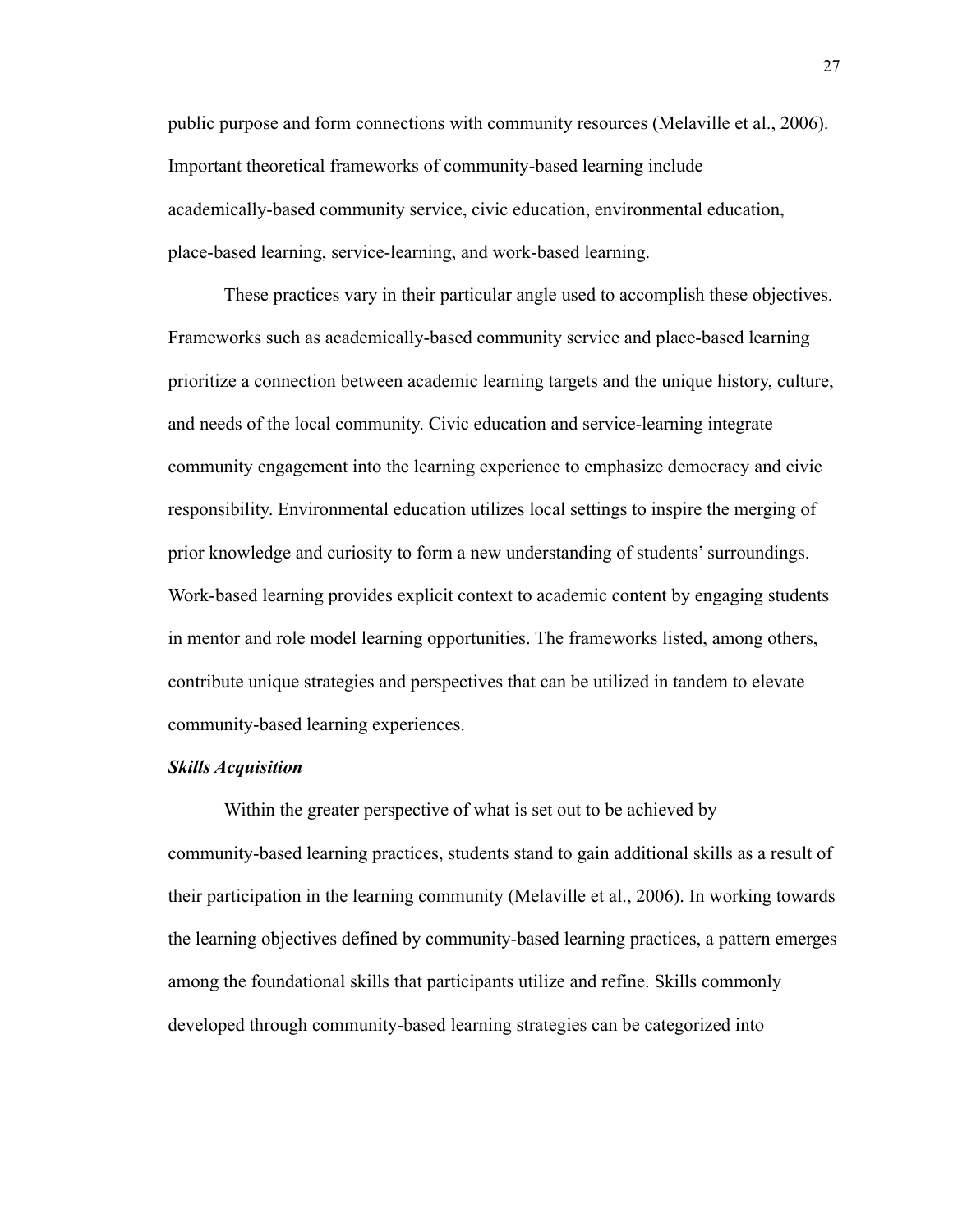public purpose and form connections with community resources (Melaville et al., 2006). Important theoretical frameworks of community-based learning include academically-based community service, civic education, environmental education, place-based learning, service-learning, and work-based learning.

These practices vary in their particular angle used to accomplish these objectives. Frameworks such as academically-based community service and place-based learning prioritize a connection between academic learning targets and the unique history, culture, and needs of the local community. Civic education and service-learning integrate community engagement into the learning experience to emphasize democracy and civic responsibility. Environmental education utilizes local settings to inspire the merging of prior knowledge and curiosity to form a new understanding of students' surroundings. Work-based learning provides explicit context to academic content by engaging students in mentor and role model learning opportunities. The frameworks listed, among others, contribute unique strategies and perspectives that can be utilized in tandem to elevate community-based learning experiences.

***Skills Acquisition***

Within the greater perspective of what is set out to be achieved by community-based learning practices, students stand to gain additional skills as a result of their participation in the learning community (Melaville et al., 2006). In working towards the learning objectives defined by community-based learning practices, a pattern emerges among the foundational skills that participants utilize and refine. Skills commonly developed through community-based learning strategies can be categorized into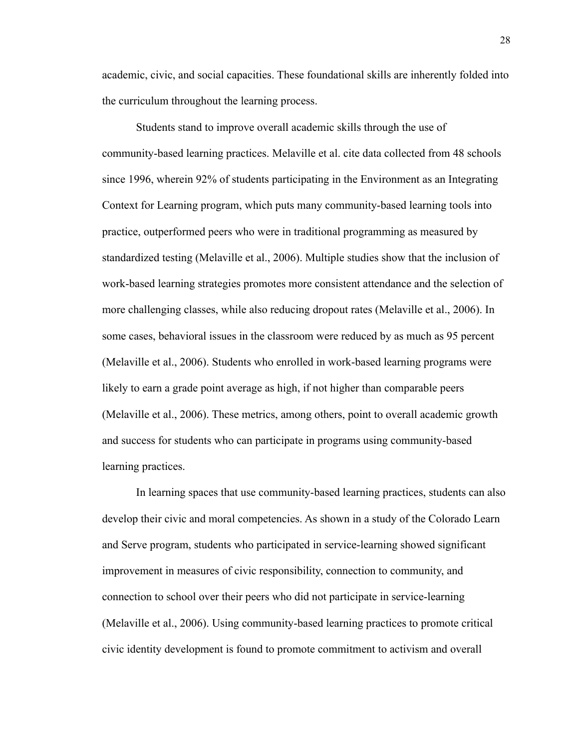academic, civic, and social capacities. These foundational skills are inherently folded into the curriculum throughout the learning process.

Students stand to improve overall academic skills through the use of community-based learning practices. Melaville et al. cite data collected from 48 schools since 1996, wherein 92% of students participating in the Environment as an Integrating Context for Learning program, which puts many community-based learning tools into practice, outperformed peers who were in traditional programming as measured by standardized testing (Melaville et al., 2006). Multiple studies show that the inclusion of work-based learning strategies promotes more consistent attendance and the selection of more challenging classes, while also reducing dropout rates (Melaville et al., 2006). In some cases, behavioral issues in the classroom were reduced by as much as 95 percent (Melaville et al., 2006). Students who enrolled in work-based learning programs were likely to earn a grade point average as high, if not higher than comparable peers (Melaville et al., 2006). These metrics, among others, point to overall academic growth and success for students who can participate in programs using community-based learning practices.

In learning spaces that use community-based learning practices, students can also develop their civic and moral competencies. As shown in a study of the Colorado Learn and Serve program, students who participated in service-learning showed significant improvement in measures of civic responsibility, connection to community, and connection to school over their peers who did not participate in service-learning (Melaville et al., 2006). Using community-based learning practices to promote critical civic identity development is found to promote commitment to activism and overall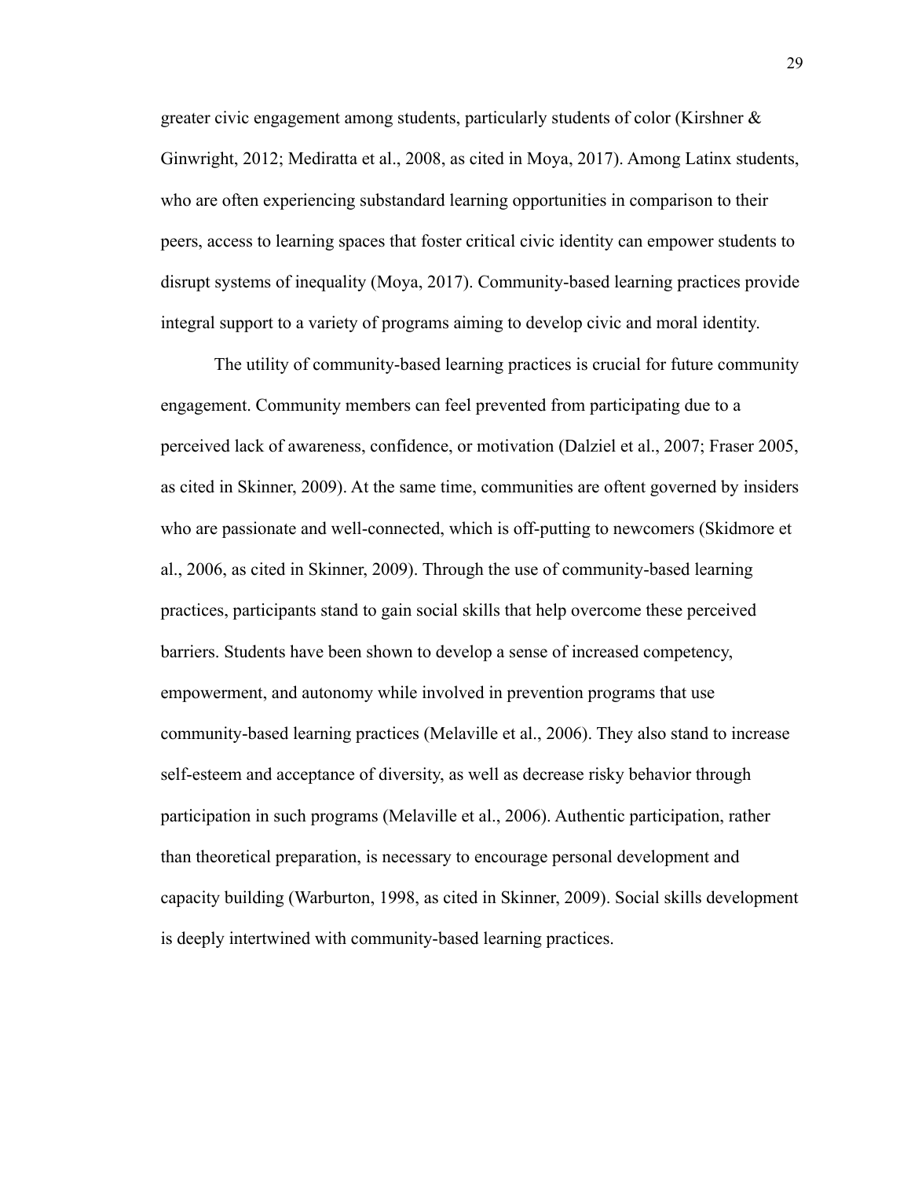greater civic engagement among students, particularly students of color (Kirshner & Ginwright, 2012; Mediratta et al., 2008, as cited in Moya, 2017). Among Latinx students, who are often experiencing substandard learning opportunities in comparison to their peers, access to learning spaces that foster critical civic identity can empower students to disrupt systems of inequality (Moya, 2017). Community-based learning practices provide integral support to a variety of programs aiming to develop civic and moral identity.

The utility of community-based learning practices is crucial for future community engagement. Community members can feel prevented from participating due to a perceived lack of awareness, confidence, or motivation (Dalziel et al., 2007; Fraser 2005, as cited in Skinner, 2009). At the same time, communities are oftent governed by insiders who are passionate and well-connected, which is off-putting to newcomers (Skidmore et al., 2006, as cited in Skinner, 2009). Through the use of community-based learning practices, participants stand to gain social skills that help overcome these perceived barriers. Students have been shown to develop a sense of increased competency, empowerment, and autonomy while involved in prevention programs that use community-based learning practices (Melaville et al., 2006). They also stand to increase self-esteem and acceptance of diversity, as well as decrease risky behavior through participation in such programs (Melaville et al., 2006). Authentic participation, rather than theoretical preparation, is necessary to encourage personal development and capacity building (Warburton, 1998, as cited in Skinner, 2009). Social skills development is deeply intertwined with community-based learning practices.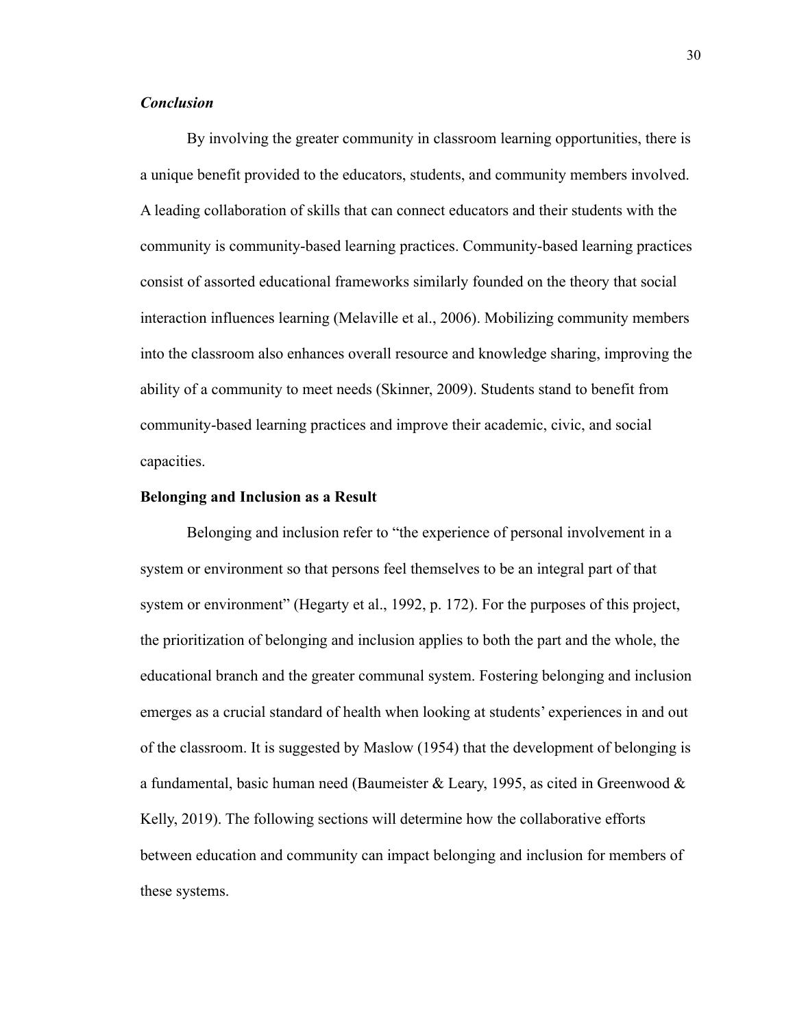### *Conclusion*

By involving the greater community in classroom learning opportunities, there is a unique benefit provided to the educators, students, and community members involved. A leading collaboration of skills that can connect educators and their students with the community is community-based learning practices. Community-based learning practices consist of assorted educational frameworks similarly founded on the theory that social interaction influences learning (Melaville et al., 2006). Mobilizing community members into the classroom also enhances overall resource and knowledge sharing, improving the ability of a community to meet needs (Skinner, 2009). Students stand to benefit from community-based learning practices and improve their academic, civic, and social capacities.

## Belonging and Inclusion as a Result

Belonging and inclusion refer to "the experience of personal involvement in a system or environment so that persons feel themselves to be an integral part of that system or environment" (Hegarty et al., 1992, p. 172). For the purposes of this project, the prioritization of belonging and inclusion applies to both the part and the whole, the educational branch and the greater communal system. Fostering belonging and inclusion emerges as a crucial standard of health when looking at students' experiences in and out of the classroom. It is suggested by Maslow (1954) that the development of belonging is a fundamental, basic human need (Baumeister & Leary, 1995, as cited in Greenwood & Kelly, 2019). The following sections will determine how the collaborative efforts between education and community can impact belonging and inclusion for members of these systems.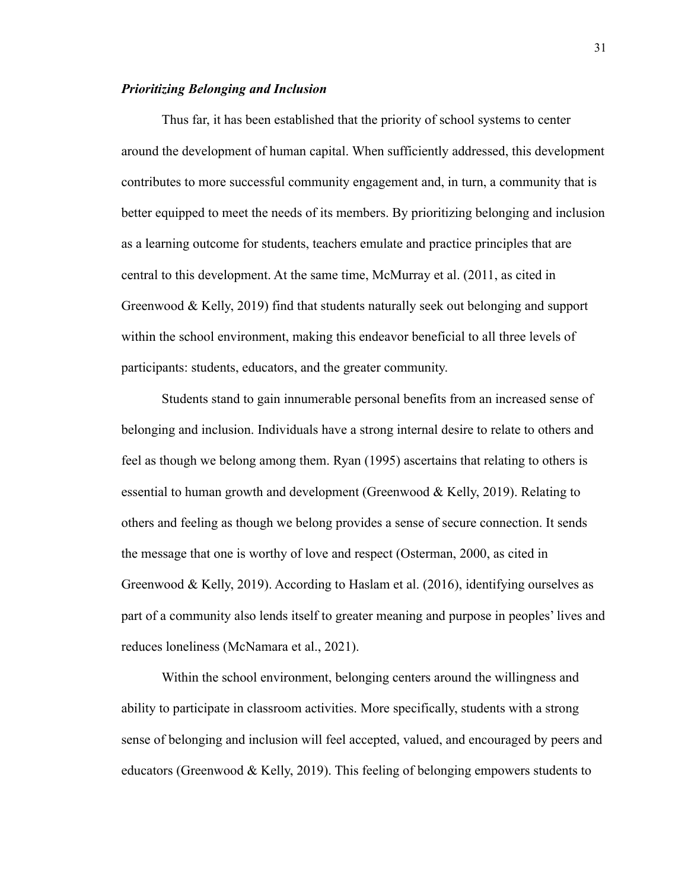### *Prioritizing Belonging and Inclusion*

Thus far, it has been established that the priority of school systems to center around the development of human capital. When sufficiently addressed, this development contributes to more successful community engagement and, in turn, a community that is better equipped to meet the needs of its members. By prioritizing belonging and inclusion as a learning outcome for students, teachers emulate and practice principles that are central to this development. At the same time, McMurray et al. (2011, as cited in Greenwood & Kelly, 2019) find that students naturally seek out belonging and support within the school environment, making this endeavor beneficial to all three levels of participants: students, educators, and the greater community.

Students stand to gain innumerable personal benefits from an increased sense of belonging and inclusion. Individuals have a strong internal desire to relate to others and feel as though we belong among them. Ryan (1995) ascertains that relating to others is essential to human growth and development (Greenwood & Kelly, 2019). Relating to others and feeling as though we belong provides a sense of secure connection. It sends the message that one is worthy of love and respect (Osterman, 2000, as cited in Greenwood & Kelly, 2019). According to Haslam et al. (2016), identifying ourselves as part of a community also lends itself to greater meaning and purpose in peoples' lives and reduces loneliness (McNamara et al., 2021).

Within the school environment, belonging centers around the willingness and ability to participate in classroom activities. More specifically, students with a strong sense of belonging and inclusion will feel accepted, valued, and encouraged by peers and educators (Greenwood & Kelly, 2019). This feeling of belonging empowers students to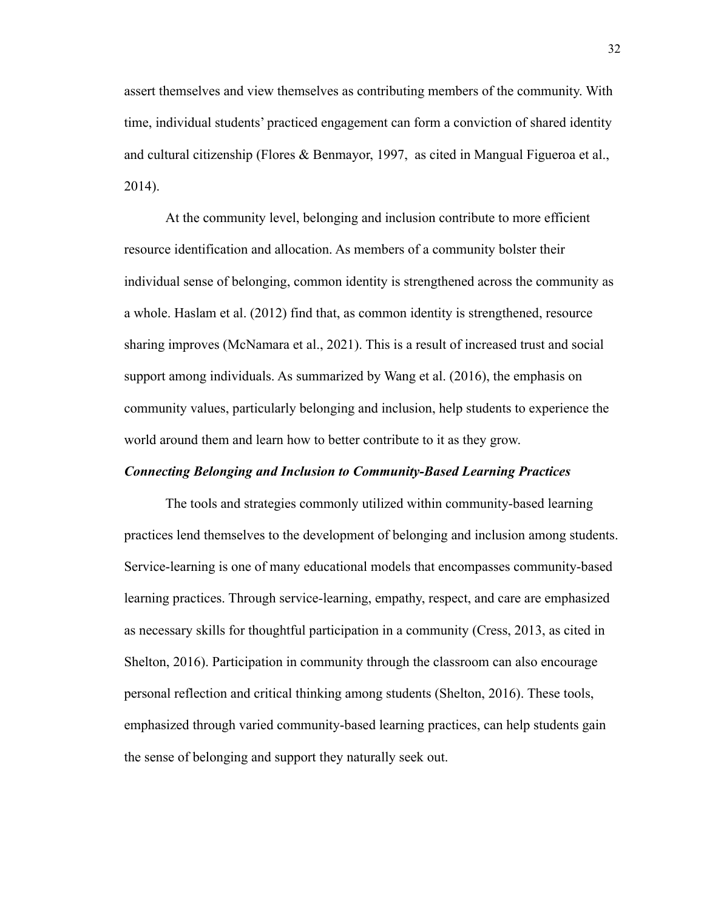assert themselves and view themselves as contributing members of the community. With time, individual students' practiced engagement can form a conviction of shared identity and cultural citizenship (Flores & Benmayor, 1997,  as cited in Mangual Figueroa et al., 2014).

At the community level, belonging and inclusion contribute to more efficient resource identification and allocation. As members of a community bolster their individual sense of belonging, common identity is strengthened across the community as a whole. Haslam et al. (2012) find that, as common identity is strengthened, resource sharing improves (McNamara et al., 2021). This is a result of increased trust and social support among individuals. As summarized by Wang et al. (2016), the emphasis on community values, particularly belonging and inclusion, help students to experience the world around them and learn how to better contribute to it as they grow.

### ***Connecting Belonging and Inclusion to Community-Based Learning Practices***

The tools and strategies commonly utilized within community-based learning practices lend themselves to the development of belonging and inclusion among students. Service-learning is one of many educational models that encompasses community-based learning practices. Through service-learning, empathy, respect, and care are emphasized as necessary skills for thoughtful participation in a community (Cress, 2013, as cited in Shelton, 2016). Participation in community through the classroom can also encourage personal reflection and critical thinking among students (Shelton, 2016). These tools, emphasized through varied community-based learning practices, can help students gain the sense of belonging and support they naturally seek out.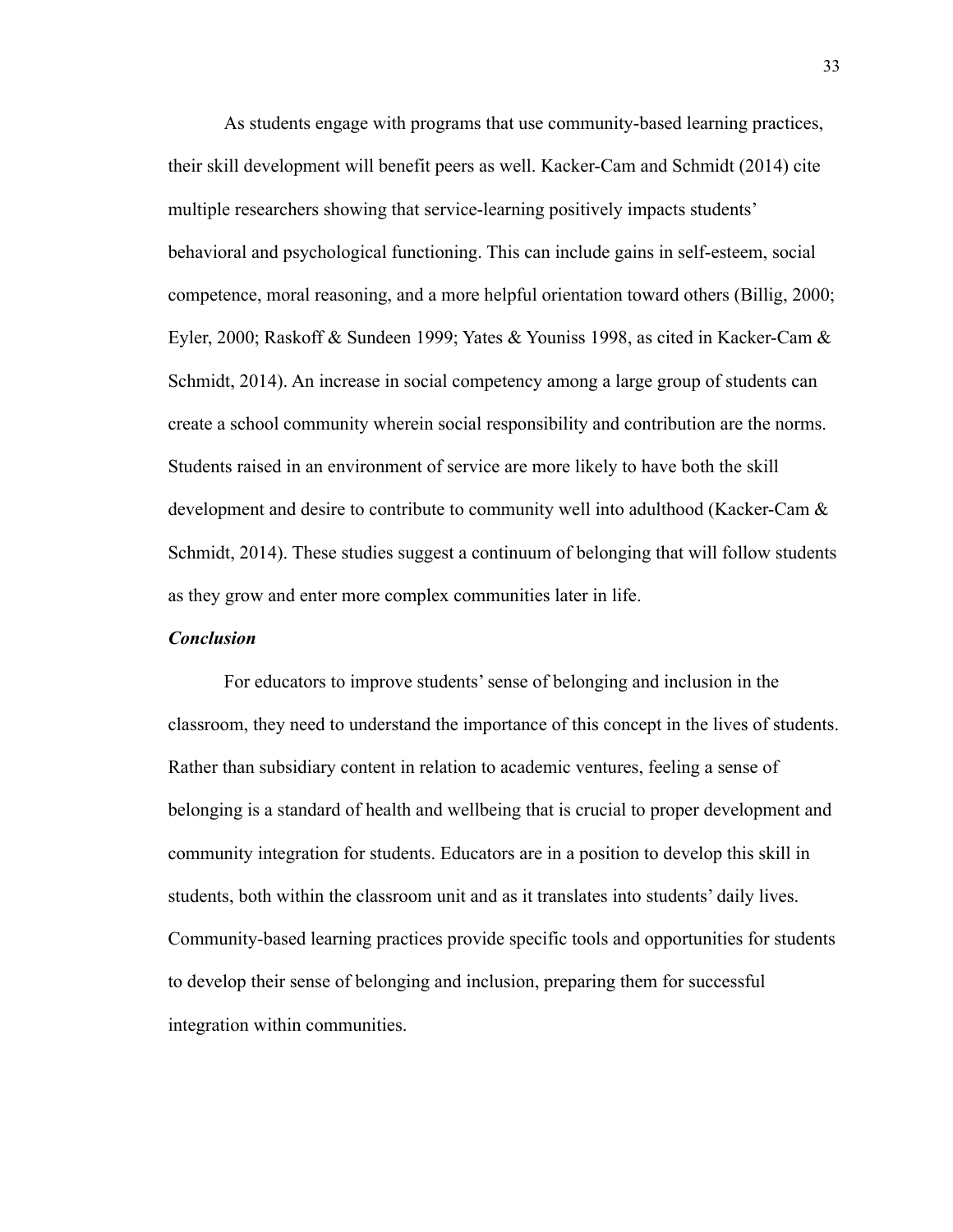As students engage with programs that use community-based learning practices, their skill development will benefit peers as well. Kacker-Cam and Schmidt (2014) cite multiple researchers showing that service-learning positively impacts students' behavioral and psychological functioning. This can include gains in self-esteem, social competence, moral reasoning, and a more helpful orientation toward others (Billig, 2000; Eyler, 2000; Raskoff & Sundeen 1999; Yates & Youniss 1998, as cited in Kacker-Cam & Schmidt, 2014). An increase in social competency among a large group of students can create a school community wherein social responsibility and contribution are the norms. Students raised in an environment of service are more likely to have both the skill development and desire to contribute to community well into adulthood (Kacker-Cam & Schmidt, 2014). These studies suggest a continuum of belonging that will follow students as they grow and enter more complex communities later in life.

### *Conclusion*

For educators to improve students' sense of belonging and inclusion in the classroom, they need to understand the importance of this concept in the lives of students. Rather than subsidiary content in relation to academic ventures, feeling a sense of belonging is a standard of health and wellbeing that is crucial to proper development and community integration for students. Educators are in a position to develop this skill in students, both within the classroom unit and as it translates into students' daily lives. Community-based learning practices provide specific tools and opportunities for students to develop their sense of belonging and inclusion, preparing them for successful integration within communities.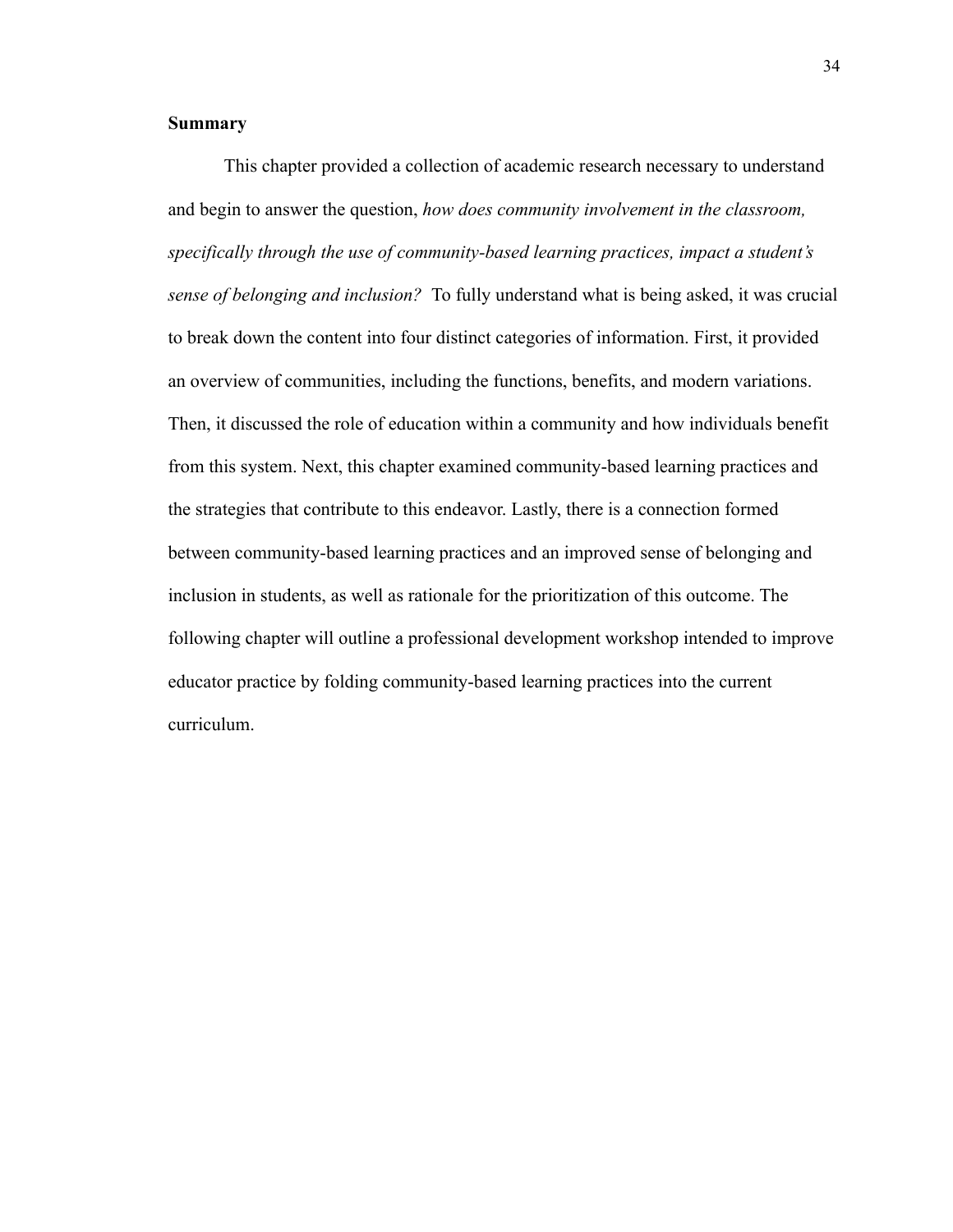## Summary

This chapter provided a collection of academic research necessary to understand and begin to answer the question, *how does community involvement in the classroom, specifically through the use of community-based learning practices, impact a student's sense of belonging and inclusion?* To fully understand what is being asked, it was crucial to break down the content into four distinct categories of information. First, it provided an overview of communities, including the functions, benefits, and modern variations. Then, it discussed the role of education within a community and how individuals benefit from this system. Next, this chapter examined community-based learning practices and the strategies that contribute to this endeavor. Lastly, there is a connection formed between community-based learning practices and an improved sense of belonging and inclusion in students, as well as rationale for the prioritization of this outcome. The following chapter will outline a professional development workshop intended to improve educator practice by folding community-based learning practices into the current curriculum.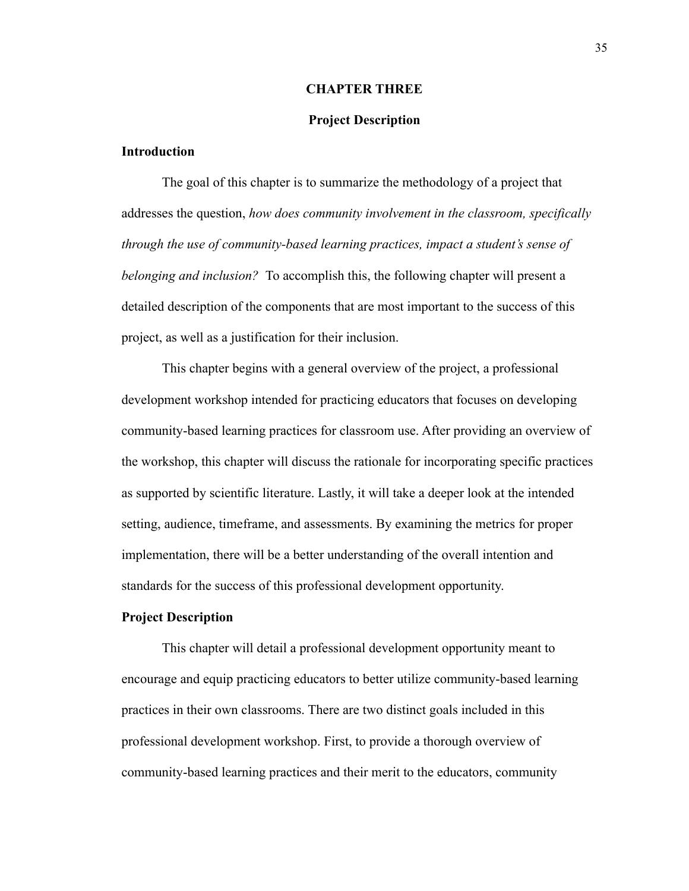# CHAPTER THREE

## Project Description

### Introduction

The goal of this chapter is to summarize the methodology of a project that addresses the question, *how does community involvement in the classroom, specifically through the use of community-based learning practices, impact a student's sense of belonging and inclusion?* To accomplish this, the following chapter will present a detailed description of the components that are most important to the success of this project, as well as a justification for their inclusion.

This chapter begins with a general overview of the project, a professional development workshop intended for practicing educators that focuses on developing community-based learning practices for classroom use. After providing an overview of the workshop, this chapter will discuss the rationale for incorporating specific practices as supported by scientific literature. Lastly, it will take a deeper look at the intended setting, audience, timeframe, and assessments. By examining the metrics for proper implementation, there will be a better understanding of the overall intention and standards for the success of this professional development opportunity.

### Project Description

This chapter will detail a professional development opportunity meant to encourage and equip practicing educators to better utilize community-based learning practices in their own classrooms. There are two distinct goals included in this professional development workshop. First, to provide a thorough overview of community-based learning practices and their merit to the educators, community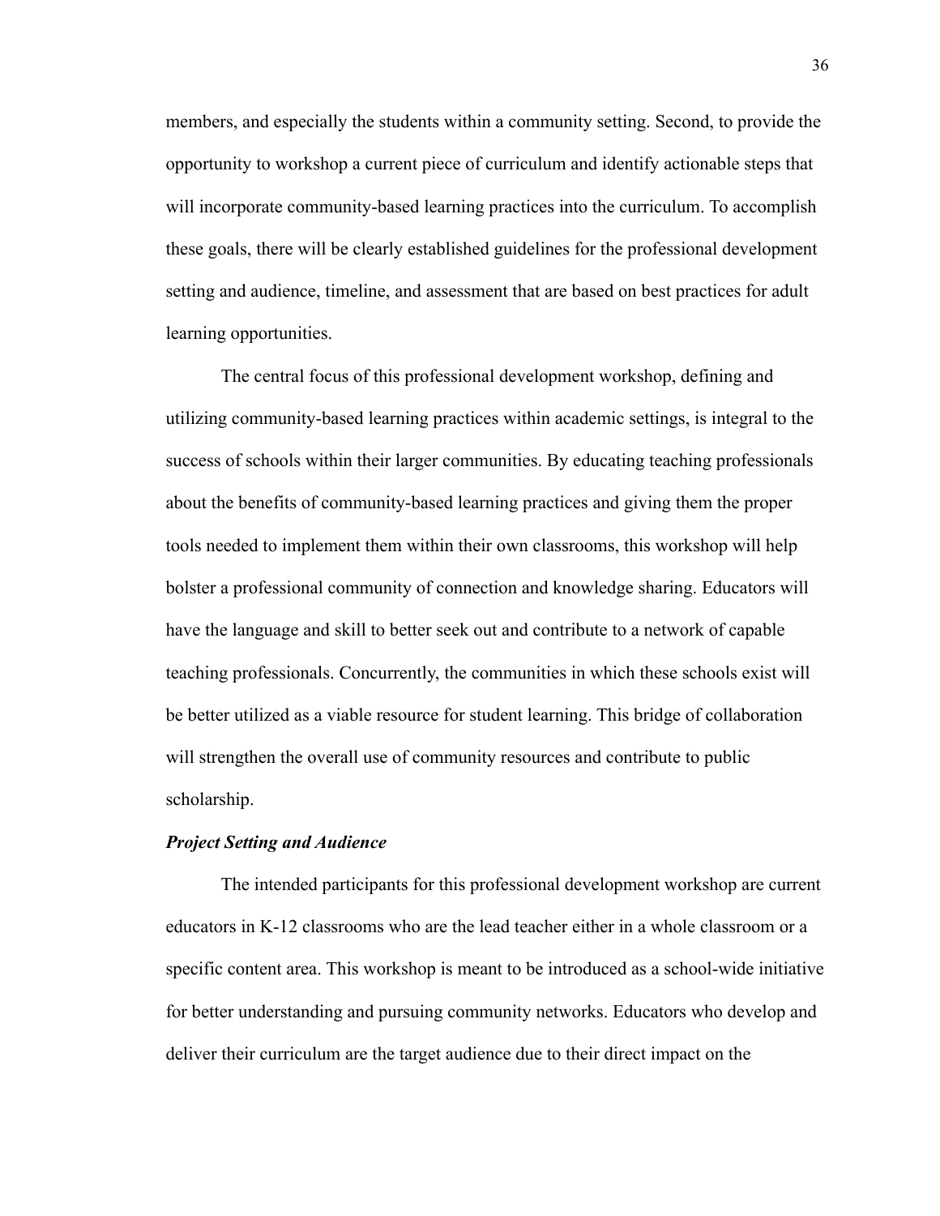members, and especially the students within a community setting. Second, to provide the opportunity to workshop a current piece of curriculum and identify actionable steps that will incorporate community-based learning practices into the curriculum. To accomplish these goals, there will be clearly established guidelines for the professional development setting and audience, timeline, and assessment that are based on best practices for adult learning opportunities.

The central focus of this professional development workshop, defining and utilizing community-based learning practices within academic settings, is integral to the success of schools within their larger communities. By educating teaching professionals about the benefits of community-based learning practices and giving them the proper tools needed to implement them within their own classrooms, this workshop will help bolster a professional community of connection and knowledge sharing. Educators will have the language and skill to better seek out and contribute to a network of capable teaching professionals. Concurrently, the communities in which these schools exist will be better utilized as a viable resource for student learning. This bridge of collaboration will strengthen the overall use of community resources and contribute to public scholarship.

### ***Project Setting and Audience***

The intended participants for this professional development workshop are current educators in K-12 classrooms who are the lead teacher either in a whole classroom or a specific content area. This workshop is meant to be introduced as a school-wide initiative for better understanding and pursuing community networks. Educators who develop and deliver their curriculum are the target audience due to their direct impact on the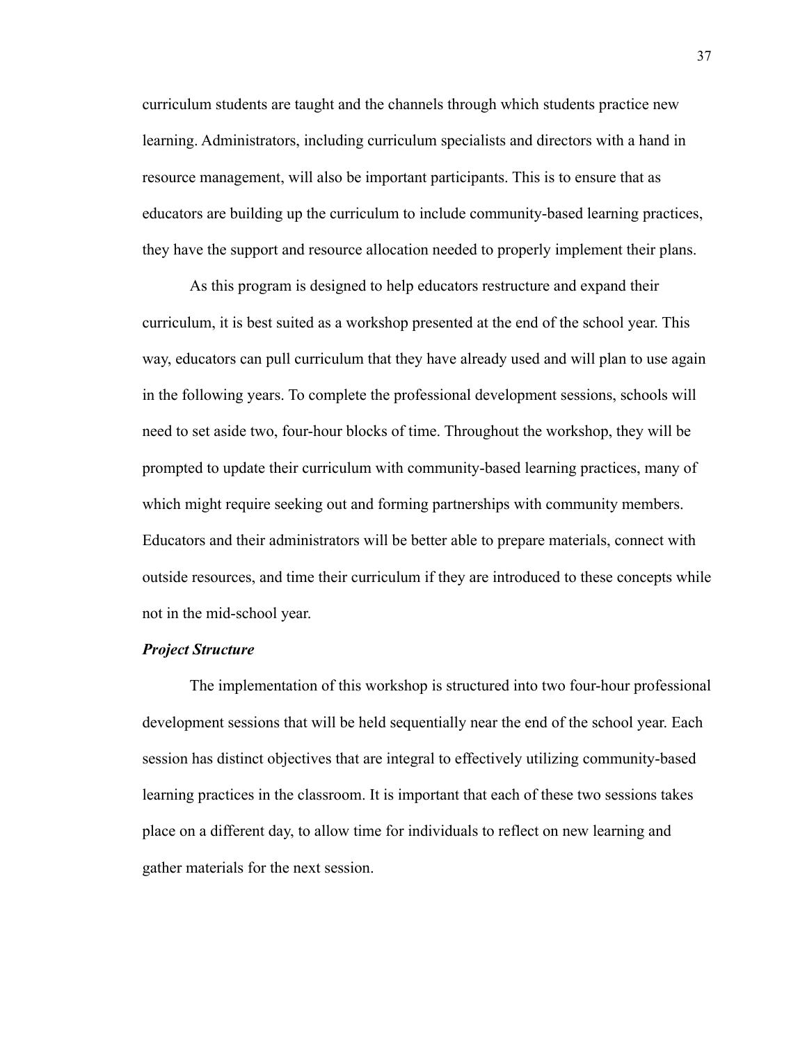curriculum students are taught and the channels through which students practice new learning. Administrators, including curriculum specialists and directors with a hand in resource management, will also be important participants. This is to ensure that as educators are building up the curriculum to include community-based learning practices, they have the support and resource allocation needed to properly implement their plans.

As this program is designed to help educators restructure and expand their curriculum, it is best suited as a workshop presented at the end of the school year. This way, educators can pull curriculum that they have already used and will plan to use again in the following years. To complete the professional development sessions, schools will need to set aside two, four-hour blocks of time. Throughout the workshop, they will be prompted to update their curriculum with community-based learning practices, many of which might require seeking out and forming partnerships with community members. Educators and their administrators will be better able to prepare materials, connect with outside resources, and time their curriculum if they are introduced to these concepts while not in the mid-school year.

### ***Project Structure***

The implementation of this workshop is structured into two four-hour professional development sessions that will be held sequentially near the end of the school year. Each session has distinct objectives that are integral to effectively utilizing community-based learning practices in the classroom. It is important that each of these two sessions takes place on a different day, to allow time for individuals to reflect on new learning and gather materials for the next session.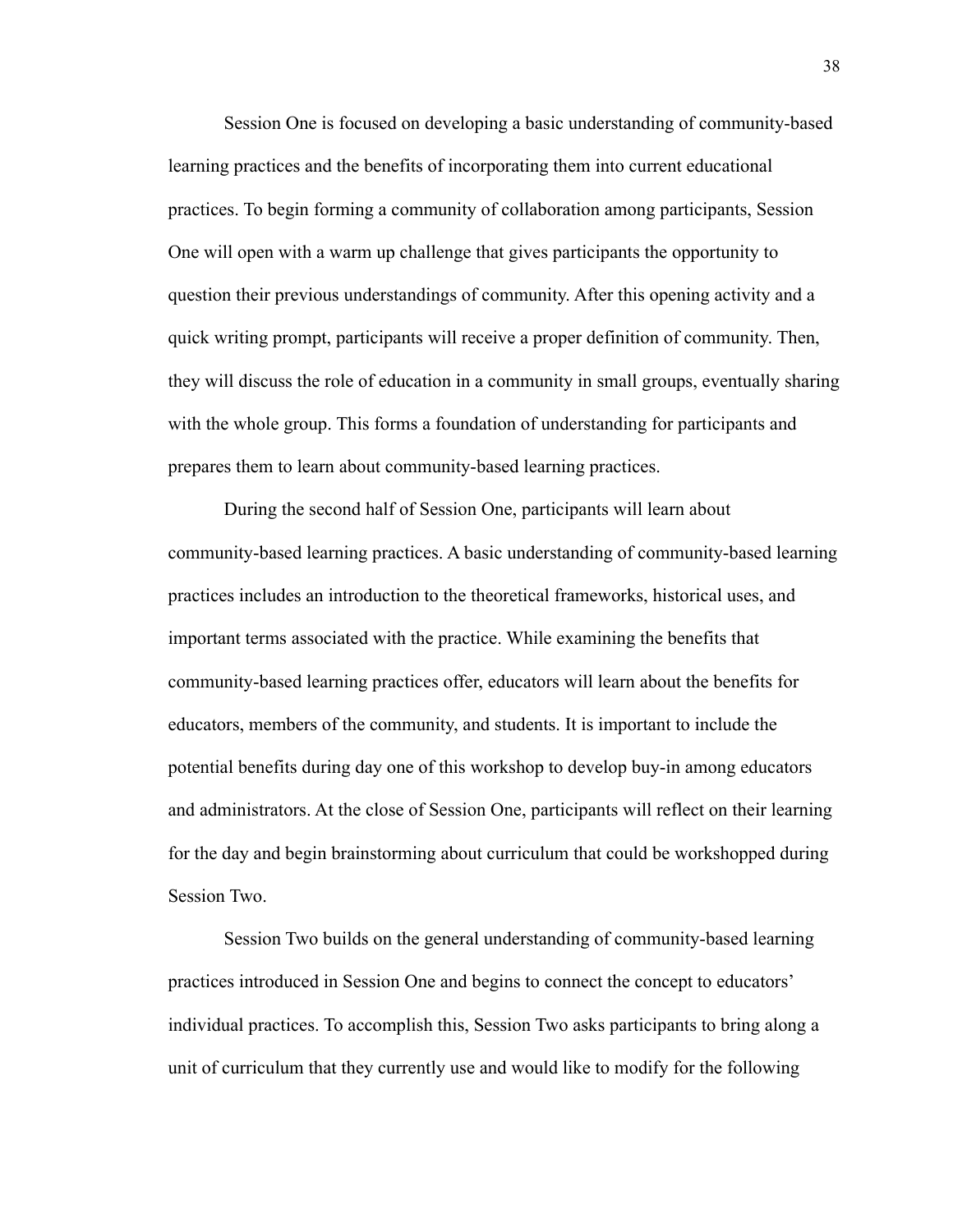Session One is focused on developing a basic understanding of community-based learning practices and the benefits of incorporating them into current educational practices. To begin forming a community of collaboration among participants, Session One will open with a warm up challenge that gives participants the opportunity to question their previous understandings of community. After this opening activity and a quick writing prompt, participants will receive a proper definition of community. Then, they will discuss the role of education in a community in small groups, eventually sharing with the whole group. This forms a foundation of understanding for participants and prepares them to learn about community-based learning practices.

During the second half of Session One, participants will learn about community-based learning practices. A basic understanding of community-based learning practices includes an introduction to the theoretical frameworks, historical uses, and important terms associated with the practice. While examining the benefits that community-based learning practices offer, educators will learn about the benefits for educators, members of the community, and students. It is important to include the potential benefits during day one of this workshop to develop buy-in among educators and administrators. At the close of Session One, participants will reflect on their learning for the day and begin brainstorming about curriculum that could be workshopped during Session Two.

Session Two builds on the general understanding of community-based learning practices introduced in Session One and begins to connect the concept to educators' individual practices. To accomplish this, Session Two asks participants to bring along a unit of curriculum that they currently use and would like to modify for the following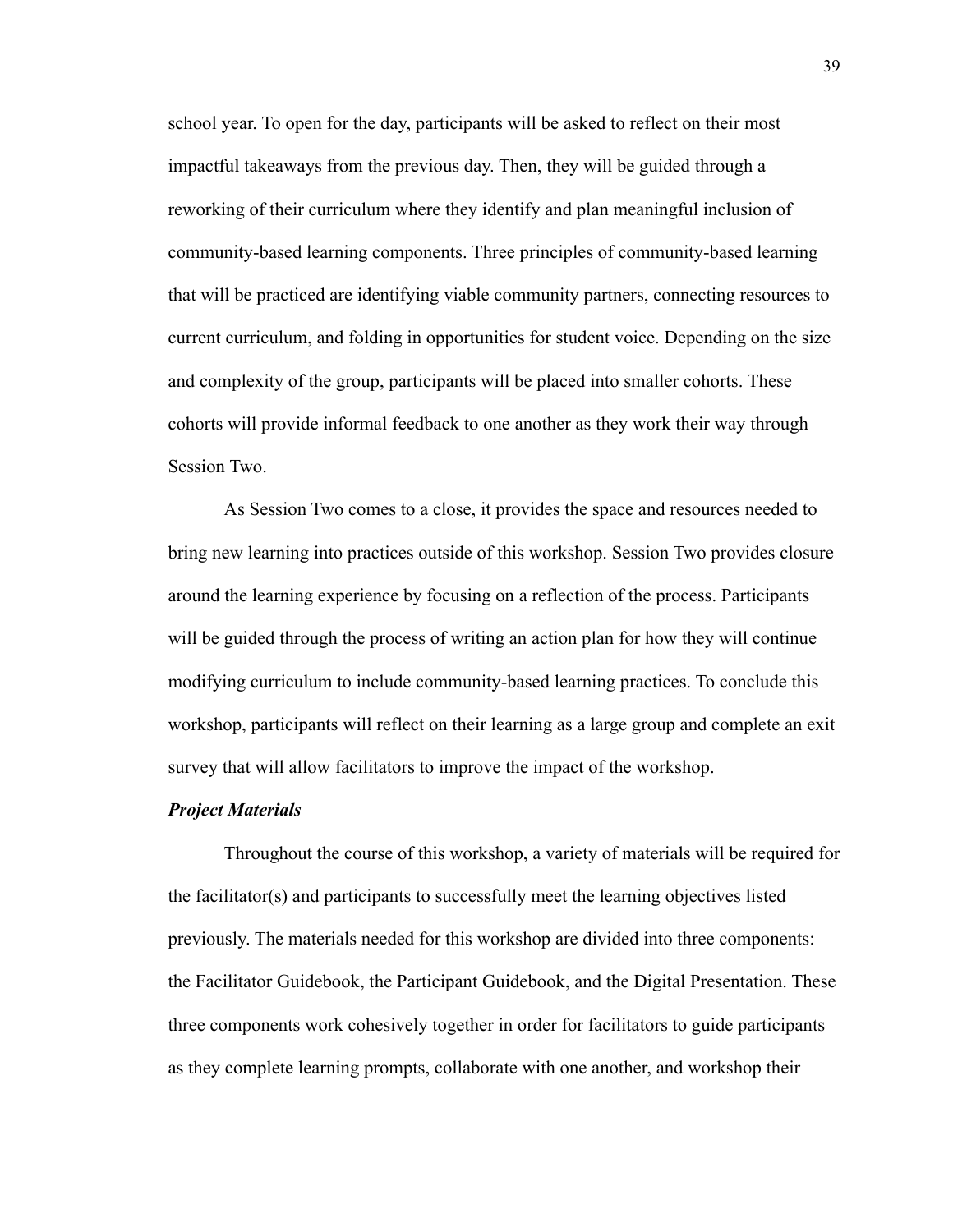school year. To open for the day, participants will be asked to reflect on their most impactful takeaways from the previous day. Then, they will be guided through a reworking of their curriculum where they identify and plan meaningful inclusion of community-based learning components. Three principles of community-based learning that will be practiced are identifying viable community partners, connecting resources to current curriculum, and folding in opportunities for student voice. Depending on the size and complexity of the group, participants will be placed into smaller cohorts. These cohorts will provide informal feedback to one another as they work their way through Session Two.

As Session Two comes to a close, it provides the space and resources needed to bring new learning into practices outside of this workshop. Session Two provides closure around the learning experience by focusing on a reflection of the process. Participants will be guided through the process of writing an action plan for how they will continue modifying curriculum to include community-based learning practices. To conclude this workshop, participants will reflect on their learning as a large group and complete an exit survey that will allow facilitators to improve the impact of the workshop.

### ***Project Materials***

Throughout the course of this workshop, a variety of materials will be required for the facilitator(s) and participants to successfully meet the learning objectives listed previously. The materials needed for this workshop are divided into three components: the Facilitator Guidebook, the Participant Guidebook, and the Digital Presentation. These three components work cohesively together in order for facilitators to guide participants as they complete learning prompts, collaborate with one another, and workshop their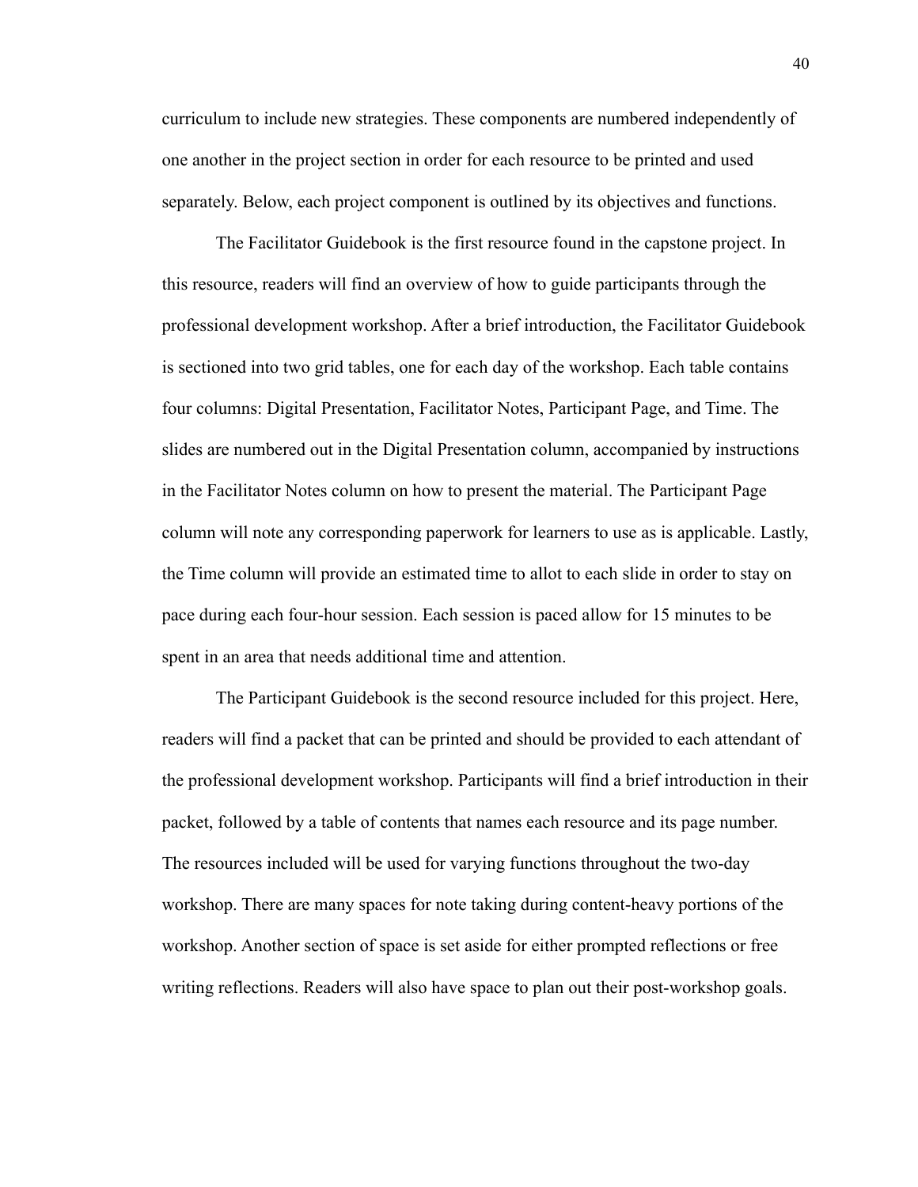curriculum to include new strategies. These components are numbered independently of one another in the project section in order for each resource to be printed and used separately. Below, each project component is outlined by its objectives and functions.

The Facilitator Guidebook is the first resource found in the capstone project. In this resource, readers will find an overview of how to guide participants through the professional development workshop. After a brief introduction, the Facilitator Guidebook is sectioned into two grid tables, one for each day of the workshop. Each table contains four columns: Digital Presentation, Facilitator Notes, Participant Page, and Time. The slides are numbered out in the Digital Presentation column, accompanied by instructions in the Facilitator Notes column on how to present the material. The Participant Page column will note any corresponding paperwork for learners to use as is applicable. Lastly, the Time column will provide an estimated time to allot to each slide in order to stay on pace during each four-hour session. Each session is paced allow for 15 minutes to be spent in an area that needs additional time and attention.

The Participant Guidebook is the second resource included for this project. Here, readers will find a packet that can be printed and should be provided to each attendant of the professional development workshop. Participants will find a brief introduction in their packet, followed by a table of contents that names each resource and its page number. The resources included will be used for varying functions throughout the two-day workshop. There are many spaces for note taking during content-heavy portions of the workshop. Another section of space is set aside for either prompted reflections or free writing reflections. Readers will also have space to plan out their post-workshop goals.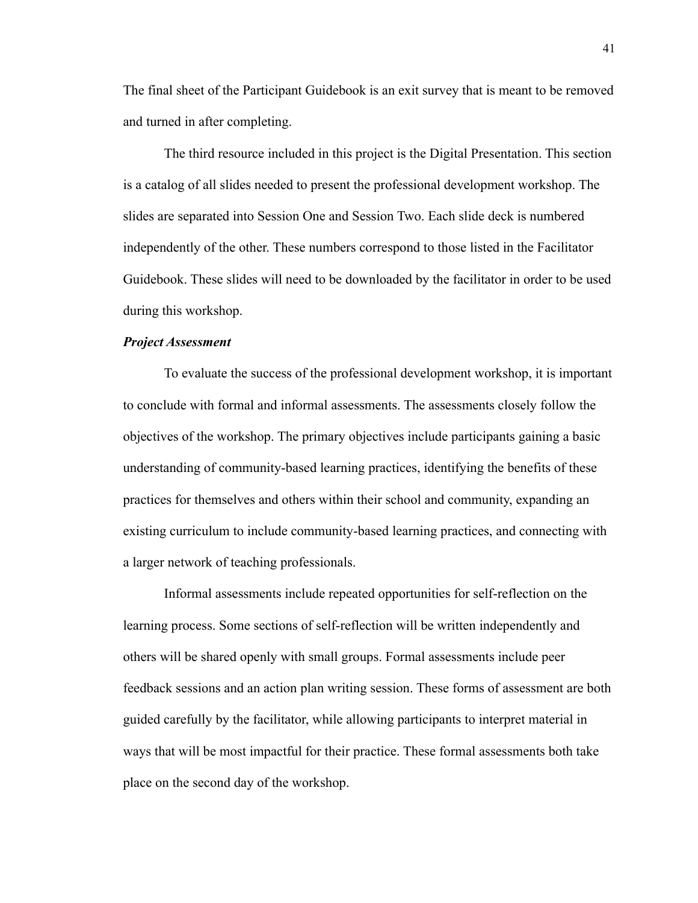The final sheet of the Participant Guidebook is an exit survey that is meant to be removed and turned in after completing.

The third resource included in this project is the Digital Presentation. This section is a catalog of all slides needed to present the professional development workshop. The slides are separated into Session One and Session Two. Each slide deck is numbered independently of the other. These numbers correspond to those listed in the Facilitator Guidebook. These slides will need to be downloaded by the facilitator in order to be used during this workshop.

***Project Assessment***

To evaluate the success of the professional development workshop, it is important to conclude with formal and informal assessments. The assessments closely follow the objectives of the workshop. The primary objectives include participants gaining a basic understanding of community-based learning practices, identifying the benefits of these practices for themselves and others within their school and community, expanding an existing curriculum to include community-based learning practices, and connecting with a larger network of teaching professionals.

Informal assessments include repeated opportunities for self-reflection on the learning process. Some sections of self-reflection will be written independently and others will be shared openly with small groups. Formal assessments include peer feedback sessions and an action plan writing session. These forms of assessment are both guided carefully by the facilitator, while allowing participants to interpret material in ways that will be most impactful for their practice. These formal assessments both take place on the second day of the workshop.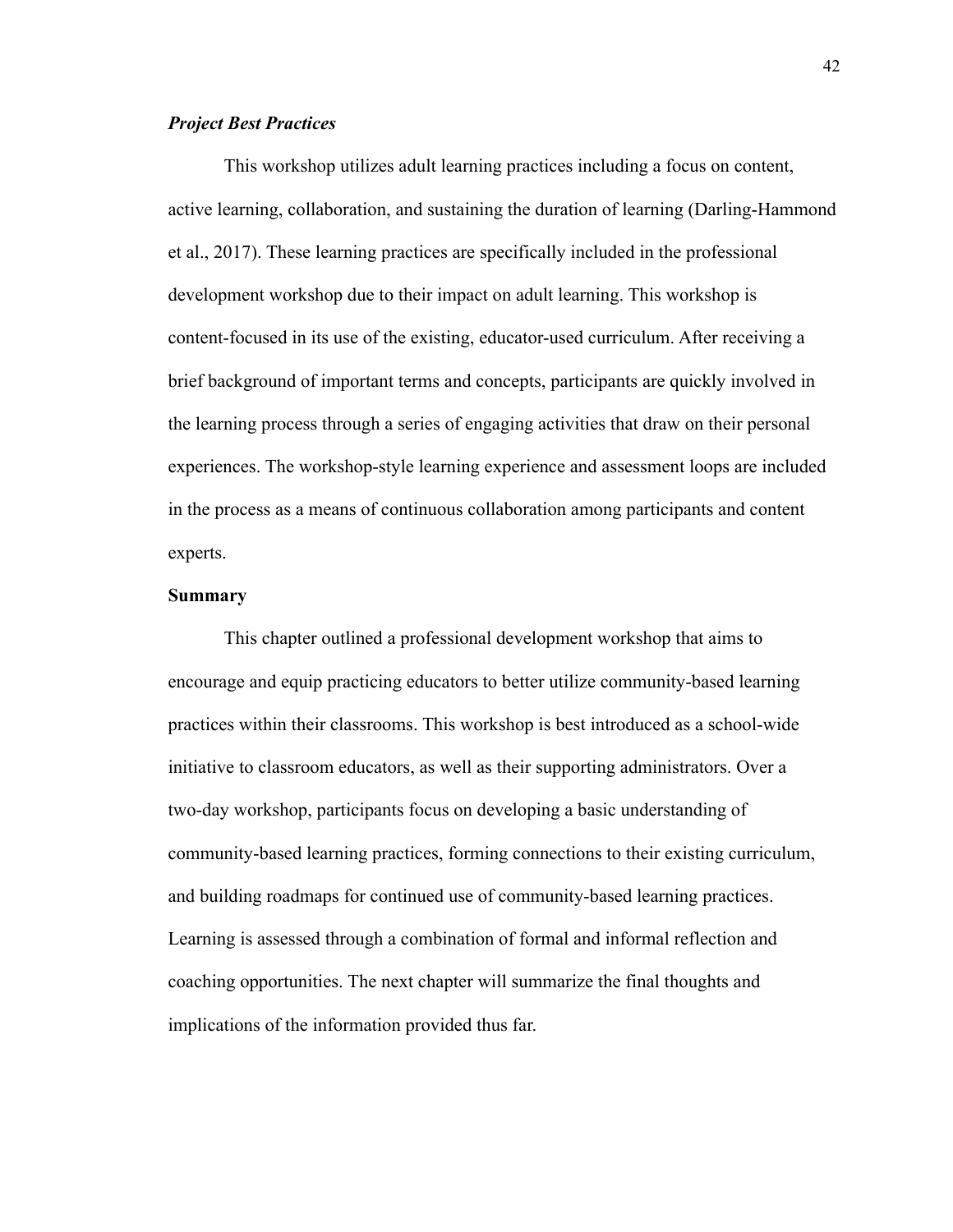### *Project Best Practices*

This workshop utilizes adult learning practices including a focus on content, active learning, collaboration, and sustaining the duration of learning (Darling-Hammond et al., 2017). These learning practices are specifically included in the professional development workshop due to their impact on adult learning. This workshop is content-focused in its use of the existing, educator-used curriculum. After receiving a brief background of important terms and concepts, participants are quickly involved in the learning process through a series of engaging activities that draw on their personal experiences. The workshop-style learning experience and assessment loops are included in the process as a means of continuous collaboration among participants and content experts.

## Summary

This chapter outlined a professional development workshop that aims to encourage and equip practicing educators to better utilize community-based learning practices within their classrooms. This workshop is best introduced as a school-wide initiative to classroom educators, as well as their supporting administrators. Over a two-day workshop, participants focus on developing a basic understanding of community-based learning practices, forming connections to their existing curriculum, and building roadmaps for continued use of community-based learning practices. Learning is assessed through a combination of formal and informal reflection and coaching opportunities. The next chapter will summarize the final thoughts and implications of the information provided thus far.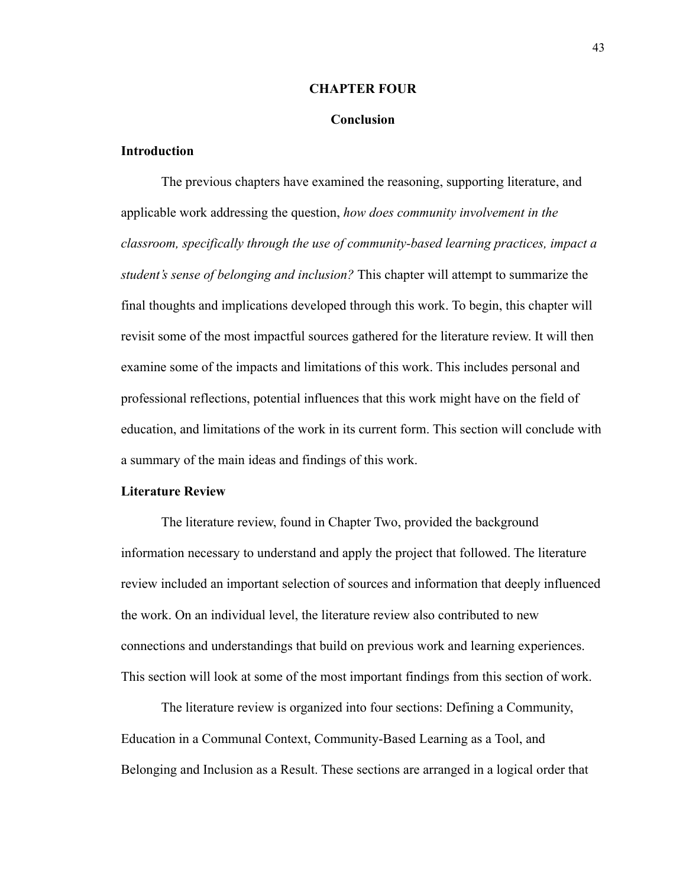# CHAPTER FOUR

## Conclusion

### Introduction

The previous chapters have examined the reasoning, supporting literature, and applicable work addressing the question, *how does community involvement in the classroom, specifically through the use of community-based learning practices, impact a student's sense of belonging and inclusion?* This chapter will attempt to summarize the final thoughts and implications developed through this work. To begin, this chapter will revisit some of the most impactful sources gathered for the literature review. It will then examine some of the impacts and limitations of this work. This includes personal and professional reflections, potential influences that this work might have on the field of education, and limitations of the work in its current form. This section will conclude with a summary of the main ideas and findings of this work.

### Literature Review

The literature review, found in Chapter Two, provided the background information necessary to understand and apply the project that followed. The literature review included an important selection of sources and information that deeply influenced the work. On an individual level, the literature review also contributed to new connections and understandings that build on previous work and learning experiences. This section will look at some of the most important findings from this section of work.

The literature review is organized into four sections: Defining a Community, Education in a Communal Context, Community-Based Learning as a Tool, and Belonging and Inclusion as a Result. These sections are arranged in a logical order that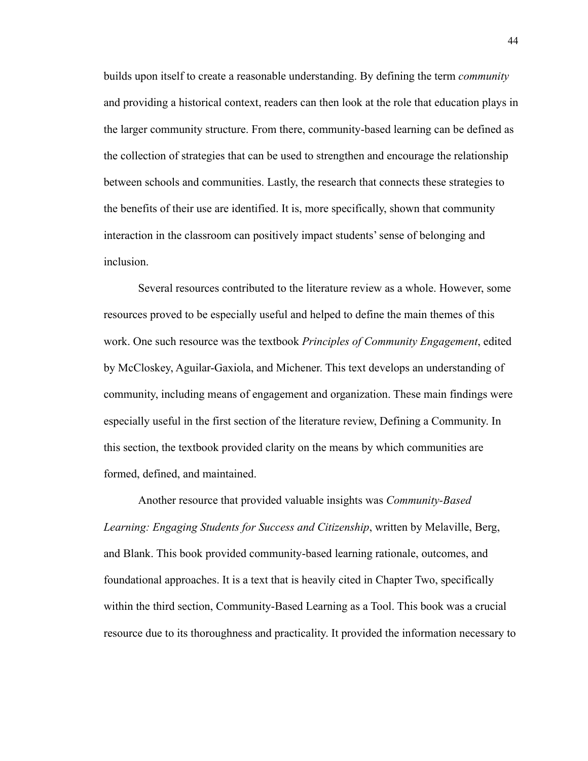builds upon itself to create a reasonable understanding. By defining the term *community* and providing a historical context, readers can then look at the role that education plays in the larger community structure. From there, community-based learning can be defined as the collection of strategies that can be used to strengthen and encourage the relationship between schools and communities. Lastly, the research that connects these strategies to the benefits of their use are identified. It is, more specifically, shown that community interaction in the classroom can positively impact students' sense of belonging and inclusion.

Several resources contributed to the literature review as a whole. However, some resources proved to be especially useful and helped to define the main themes of this work. One such resource was the textbook *Principles of Community Engagement*, edited by McCloskey, Aguilar-Gaxiola, and Michener. This text develops an understanding of community, including means of engagement and organization. These main findings were especially useful in the first section of the literature review, Defining a Community. In this section, the textbook provided clarity on the means by which communities are formed, defined, and maintained.

Another resource that provided valuable insights was *Community-Based Learning: Engaging Students for Success and Citizenship*, written by Melaville, Berg, and Blank. This book provided community-based learning rationale, outcomes, and foundational approaches. It is a text that is heavily cited in Chapter Two, specifically within the third section, Community-Based Learning as a Tool. This book was a crucial resource due to its thoroughness and practicality. It provided the information necessary to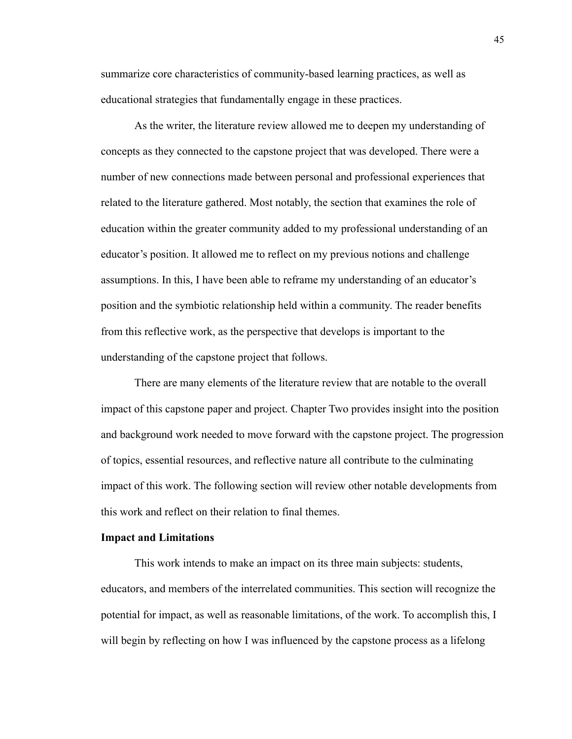summarize core characteristics of community-based learning practices, as well as educational strategies that fundamentally engage in these practices.

As the writer, the literature review allowed me to deepen my understanding of concepts as they connected to the capstone project that was developed. There were a number of new connections made between personal and professional experiences that related to the literature gathered. Most notably, the section that examines the role of education within the greater community added to my professional understanding of an educator's position. It allowed me to reflect on my previous notions and challenge assumptions. In this, I have been able to reframe my understanding of an educator's position and the symbiotic relationship held within a community. The reader benefits from this reflective work, as the perspective that develops is important to the understanding of the capstone project that follows.

There are many elements of the literature review that are notable to the overall impact of this capstone paper and project. Chapter Two provides insight into the position and background work needed to move forward with the capstone project. The progression of topics, essential resources, and reflective nature all contribute to the culminating impact of this work. The following section will review other notable developments from this work and reflect on their relation to final themes.

**Impact and Limitations**

This work intends to make an impact on its three main subjects: students, educators, and members of the interrelated communities. This section will recognize the potential for impact, as well as reasonable limitations, of the work. To accomplish this, I will begin by reflecting on how I was influenced by the capstone process as a lifelong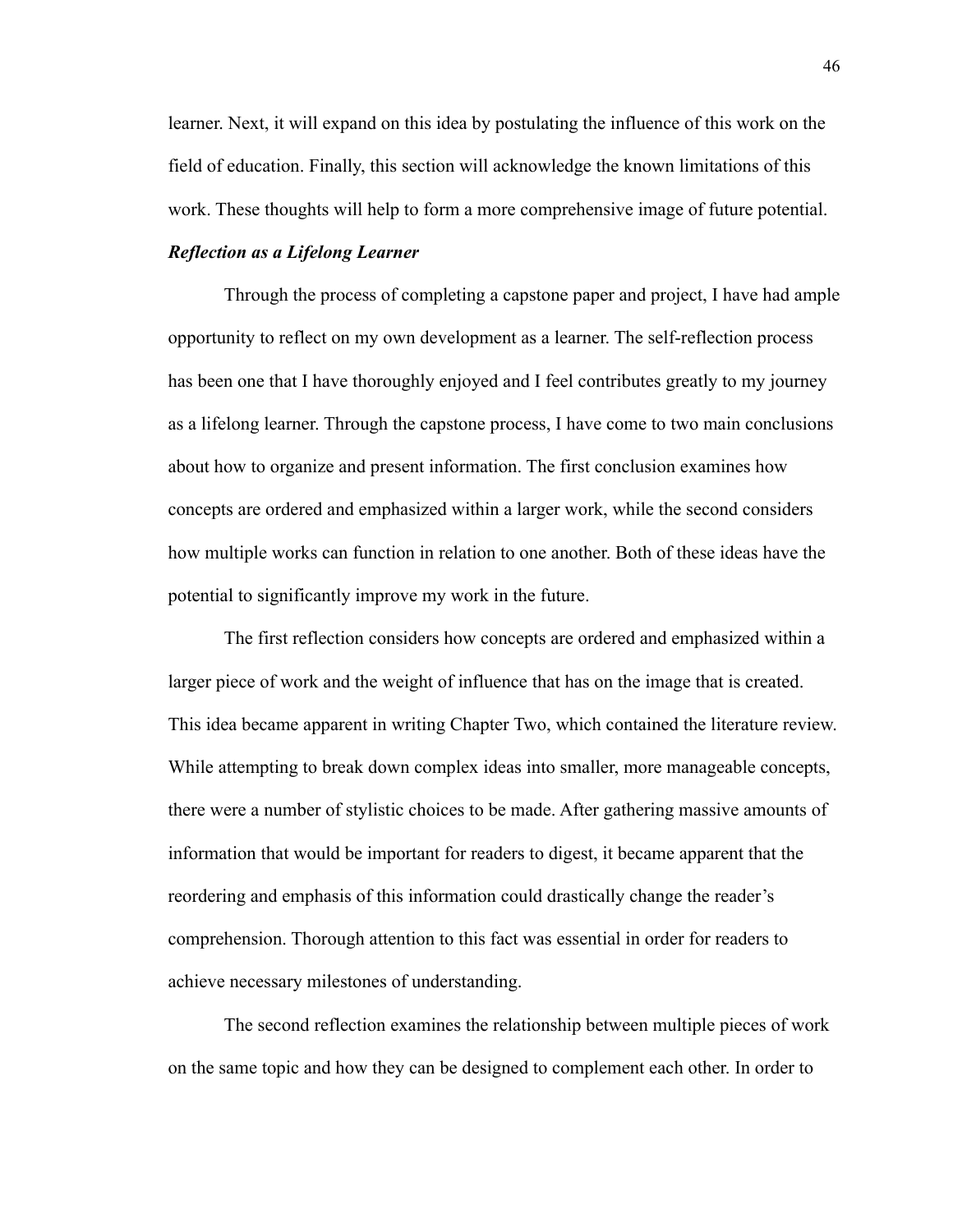learner. Next, it will expand on this idea by postulating the influence of this work on the field of education. Finally, this section will acknowledge the known limitations of this work. These thoughts will help to form a more comprehensive image of future potential.

### ***Reflection as a Lifelong Learner***

Through the process of completing a capstone paper and project, I have had ample opportunity to reflect on my own development as a learner. The self-reflection process has been one that I have thoroughly enjoyed and I feel contributes greatly to my journey as a lifelong learner. Through the capstone process, I have come to two main conclusions about how to organize and present information. The first conclusion examines how concepts are ordered and emphasized within a larger work, while the second considers how multiple works can function in relation to one another. Both of these ideas have the potential to significantly improve my work in the future.

The first reflection considers how concepts are ordered and emphasized within a larger piece of work and the weight of influence that has on the image that is created. This idea became apparent in writing Chapter Two, which contained the literature review. While attempting to break down complex ideas into smaller, more manageable concepts, there were a number of stylistic choices to be made. After gathering massive amounts of information that would be important for readers to digest, it became apparent that the reordering and emphasis of this information could drastically change the reader's comprehension. Thorough attention to this fact was essential in order for readers to achieve necessary milestones of understanding.

The second reflection examines the relationship between multiple pieces of work on the same topic and how they can be designed to complement each other. In order to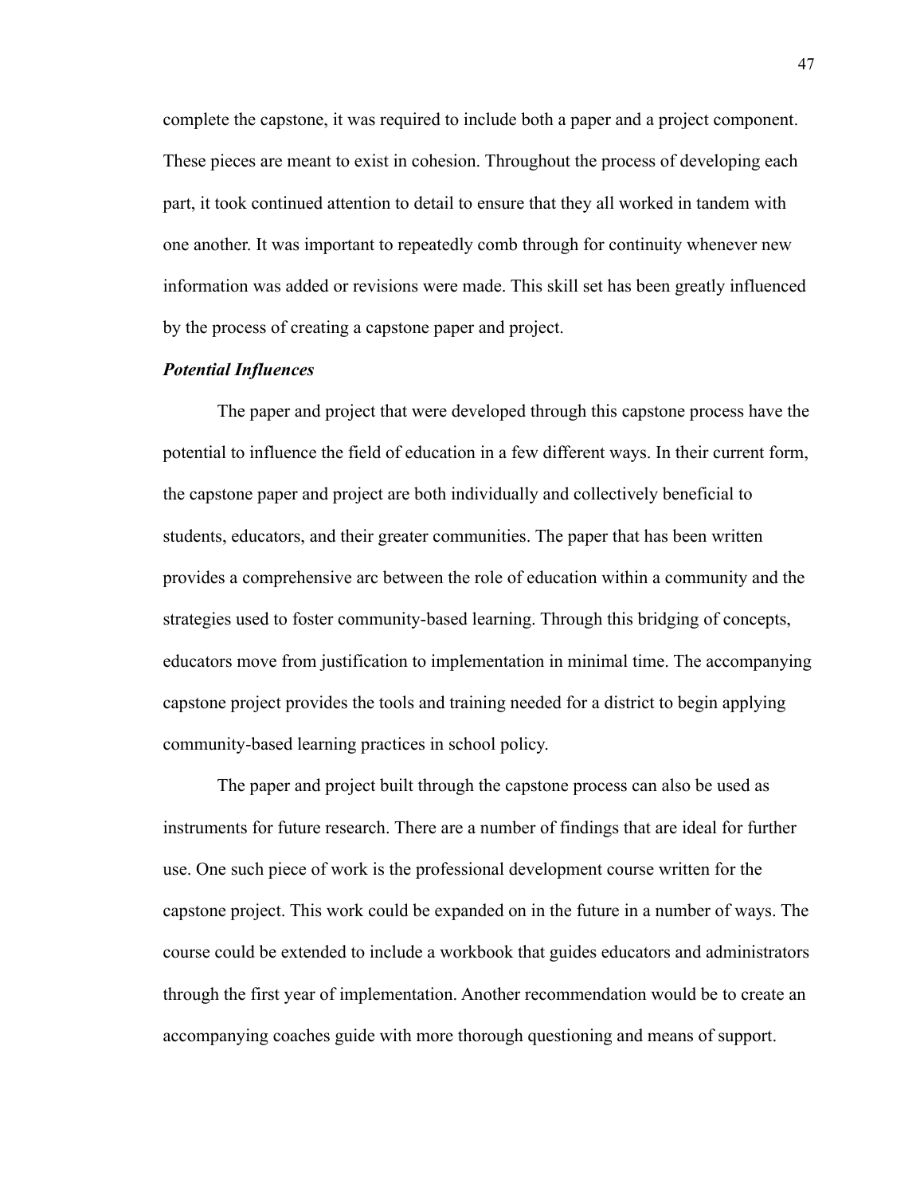complete the capstone, it was required to include both a paper and a project component. These pieces are meant to exist in cohesion. Throughout the process of developing each part, it took continued attention to detail to ensure that they all worked in tandem with one another. It was important to repeatedly comb through for continuity whenever new information was added or revisions were made. This skill set has been greatly influenced by the process of creating a capstone paper and project.

***Potential Influences***

The paper and project that were developed through this capstone process have the potential to influence the field of education in a few different ways. In their current form, the capstone paper and project are both individually and collectively beneficial to students, educators, and their greater communities. The paper that has been written provides a comprehensive arc between the role of education within a community and the strategies used to foster community-based learning. Through this bridging of concepts, educators move from justification to implementation in minimal time. The accompanying capstone project provides the tools and training needed for a district to begin applying community-based learning practices in school policy.

The paper and project built through the capstone process can also be used as instruments for future research. There are a number of findings that are ideal for further use. One such piece of work is the professional development course written for the capstone project. This work could be expanded on in the future in a number of ways. The course could be extended to include a workbook that guides educators and administrators through the first year of implementation. Another recommendation would be to create an accompanying coaches guide with more thorough questioning and means of support.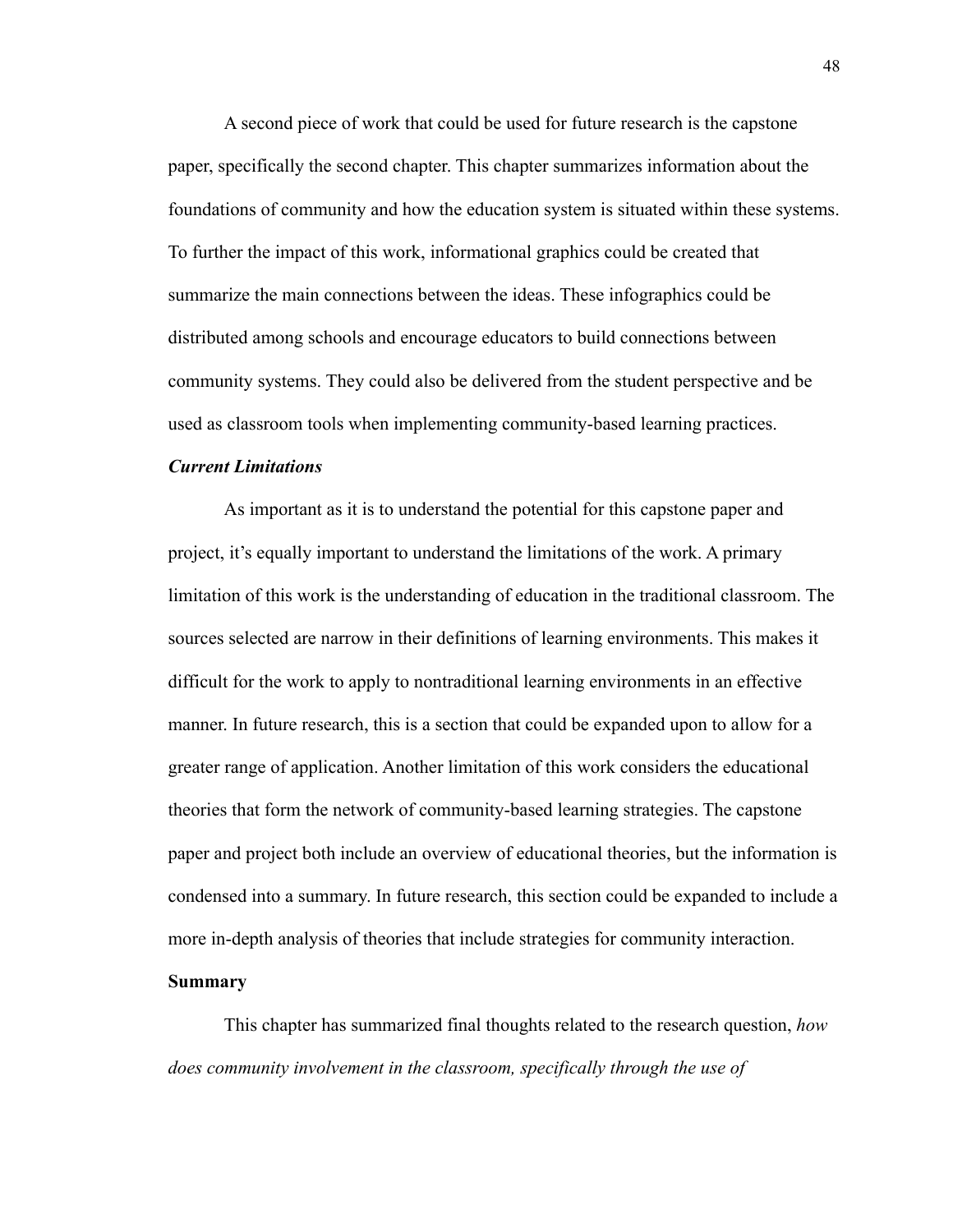A second piece of work that could be used for future research is the capstone paper, specifically the second chapter. This chapter summarizes information about the foundations of community and how the education system is situated within these systems. To further the impact of this work, informational graphics could be created that summarize the main connections between the ideas. These infographics could be distributed among schools and encourage educators to build connections between community systems. They could also be delivered from the student perspective and be used as classroom tools when implementing community-based learning practices.

### *Current Limitations*

As important as it is to understand the potential for this capstone paper and project, it's equally important to understand the limitations of the work. A primary limitation of this work is the understanding of education in the traditional classroom. The sources selected are narrow in their definitions of learning environments. This makes it difficult for the work to apply to nontraditional learning environments in an effective manner. In future research, this is a section that could be expanded upon to allow for a greater range of application. Another limitation of this work considers the educational theories that form the network of community-based learning strategies. The capstone paper and project both include an overview of educational theories, but the information is condensed into a summary. In future research, this section could be expanded to include a more in-depth analysis of theories that include strategies for community interaction.

## Summary

This chapter has summarized final thoughts related to the research question, *how does community involvement in the classroom, specifically through the use of*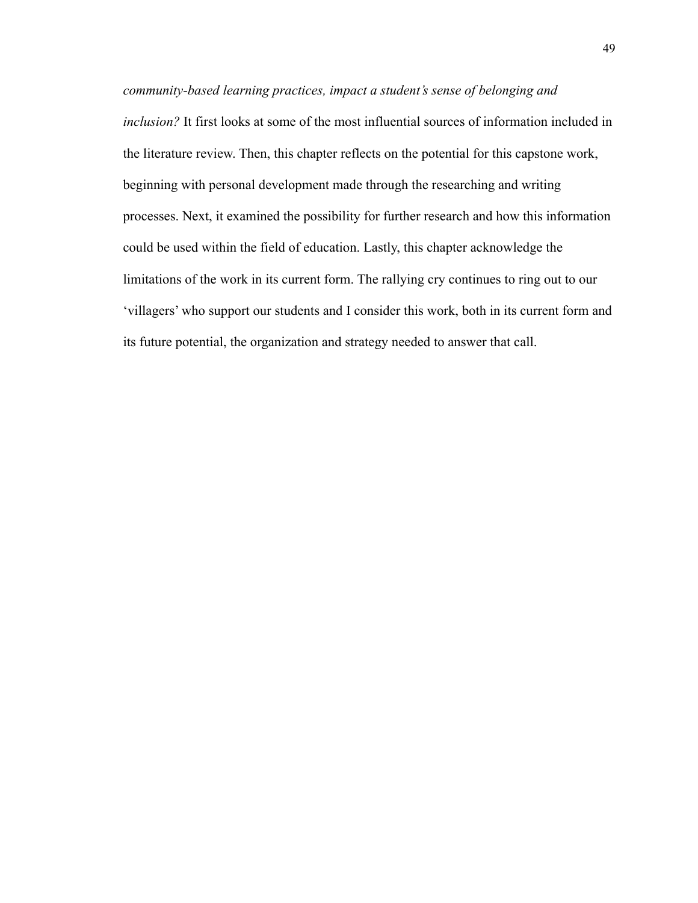*community-based learning practices, impact a student's sense of belonging and inclusion?* It first looks at some of the most influential sources of information included in the literature review. Then, this chapter reflects on the potential for this capstone work, beginning with personal development made through the researching and writing processes. Next, it examined the possibility for further research and how this information could be used within the field of education. Lastly, this chapter acknowledge the limitations of the work in its current form. The rallying cry continues to ring out to our 'villagers' who support our students and I consider this work, both in its current form and its future potential, the organization and strategy needed to answer that call.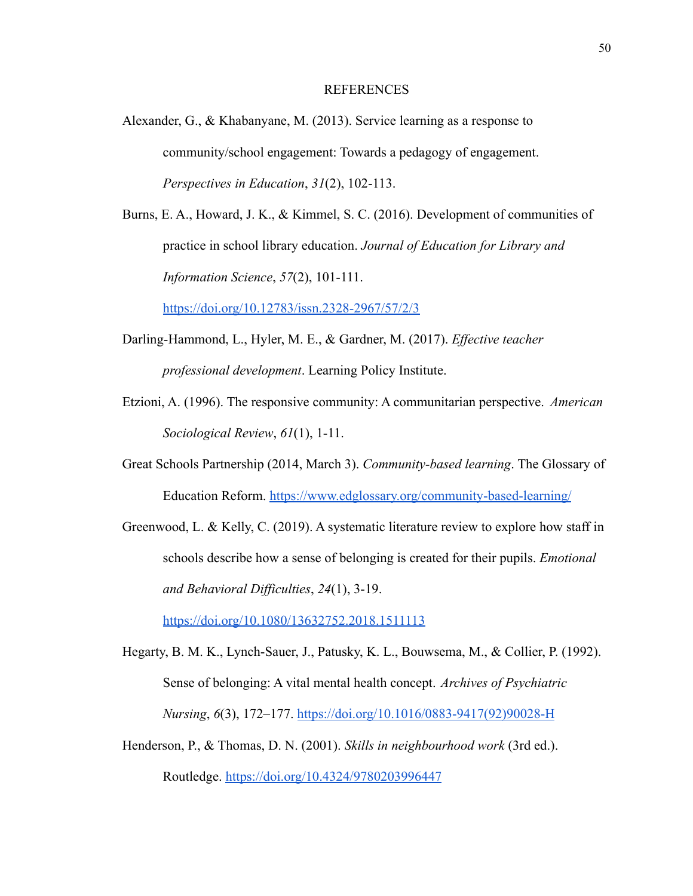# REFERENCES

Alexander, G., & Khabanyane, M. (2013). Service learning as a response to community/school engagement: Towards a pedagogy of engagement. *Perspectives in Education*, *31*(2), 102-113.

Burns, E. A., Howard, J. K., & Kimmel, S. C. (2016). Development of communities of practice in school library education. *Journal of Education for Library and Information Science*, *57*(2), 101-111. https://doi.org/10.12783/issn.2328-2967/57/2/3

Darling-Hammond, L., Hyler, M. E., & Gardner, M. (2017). *Effective teacher professional development*. Learning Policy Institute.

Etzioni, A. (1996). The responsive community: A communitarian perspective. *American Sociological Review*, *61*(1), 1-11.

Great Schools Partnership (2014, March 3). *Community-based learning*. The Glossary of Education Reform. https://www.edglossary.org/community-based-learning/

Greenwood, L. & Kelly, C. (2019). A systematic literature review to explore how staff in schools describe how a sense of belonging is created for their pupils. *Emotional and Behavioral Difficulties*, *24*(1), 3-19. https://doi.org/10.1080/13632752.2018.1511113

Hegarty, B. M. K., Lynch-Sauer, J., Patusky, K. L., Bouwsema, M., & Collier, P. (1992). Sense of belonging: A vital mental health concept. *Archives of Psychiatric Nursing*, *6*(3), 172–177. https://doi.org/10.1016/0883-9417(92)90028-H

Henderson, P., & Thomas, D. N. (2001). *Skills in neighbourhood work* (3rd ed.). Routledge. https://doi.org/10.4324/9780203996447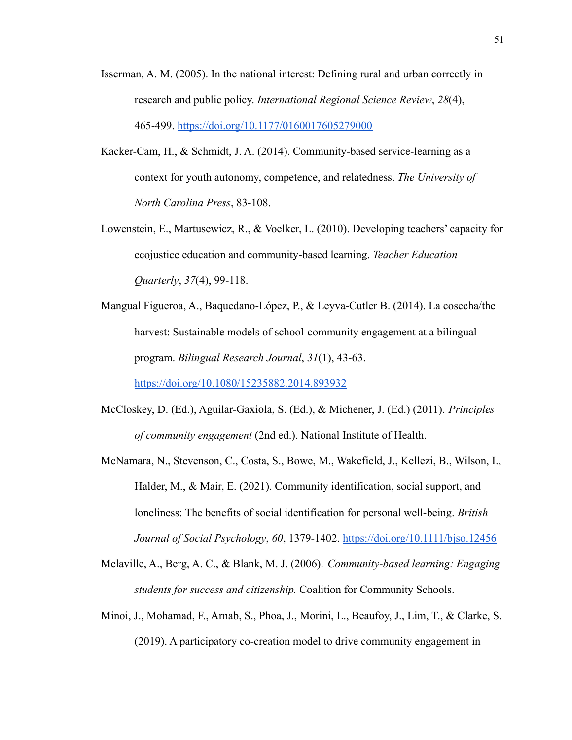Isserman, A. M. (2005). In the national interest: Defining rural and urban correctly in research and public policy. *International Regional Science Review*, *28*(4), 465-499. https://doi.org/10.1177/0160017605279000

Kacker-Cam, H., & Schmidt, J. A. (2014). Community-based service-learning as a context for youth autonomy, competence, and relatedness. *The University of North Carolina Press*, 83-108.

Lowenstein, E., Martusewicz, R., & Voelker, L. (2010). Developing teachers' capacity for ecojustice education and community-based learning. *Teacher Education Quarterly*, *37*(4), 99-118.

Mangual Figueroa, A., Baquedano-López, P., & Leyva-Cutler B. (2014). La cosecha/the harvest: Sustainable models of school-community engagement at a bilingual program. *Bilingual Research Journal*, *31*(1), 43-63. https://doi.org/10.1080/15235882.2014.893932

McCloskey, D. (Ed.), Aguilar-Gaxiola, S. (Ed.), & Michener, J. (Ed.) (2011). *Principles of community engagement* (2nd ed.). National Institute of Health.

McNamara, N., Stevenson, C., Costa, S., Bowe, M., Wakefield, J., Kellezi, B., Wilson, I., Halder, M., & Mair, E. (2021). Community identification, social support, and loneliness: The benefits of social identification for personal well-being. *British Journal of Social Psychology*, *60*, 1379-1402. https://doi.org/10.1111/bjso.12456

Melaville, A., Berg, A. C., & Blank, M. J. (2006). *Community-based learning: Engaging students for success and citizenship.* Coalition for Community Schools.

Minoi, J., Mohamad, F., Arnab, S., Phoa, J., Morini, L., Beaufoy, J., Lim, T., & Clarke, S. (2019). A participatory co-creation model to drive community engagement in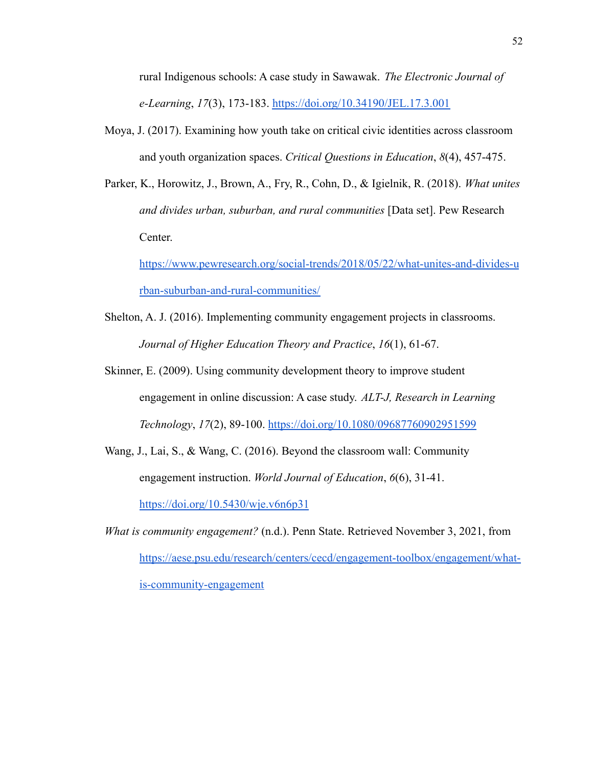rural Indigenous schools: A case study in Sawawak. *The Electronic Journal of e-Learning*, *17*(3), 173-183. https://doi.org/10.34190/JEL.17.3.001

Moya, J. (2017). Examining how youth take on critical civic identities across classroom and youth organization spaces. *Critical Questions in Education*, *8*(4), 457-475.

Parker, K., Horowitz, J., Brown, A., Fry, R., Cohn, D., & Igielnik, R. (2018). *What unites and divides urban, suburban, and rural communities* [Data set]. Pew Research Center. https://www.pewresearch.org/social-trends/2018/05/22/what-unites-and-divides-urban-suburban-and-rural-communities/

Shelton, A. J. (2016). Implementing community engagement projects in classrooms. *Journal of Higher Education Theory and Practice*, *16*(1), 61-67.

Skinner, E. (2009). Using community development theory to improve student engagement in online discussion: A case study. *ALT-J, Research in Learning Technology*, *17*(2), 89-100. https://doi.org/10.1080/09687760902951599

Wang, J., Lai, S., & Wang, C. (2016). Beyond the classroom wall: Community engagement instruction. *World Journal of Education*, *6*(6), 31-41. https://doi.org/10.5430/wje.v6n6p31

*What is community engagement?* (n.d.). Penn State. Retrieved November 3, 2021, from https://aese.psu.edu/research/centers/cecd/engagement-toolbox/engagement/what-is-community-engagement